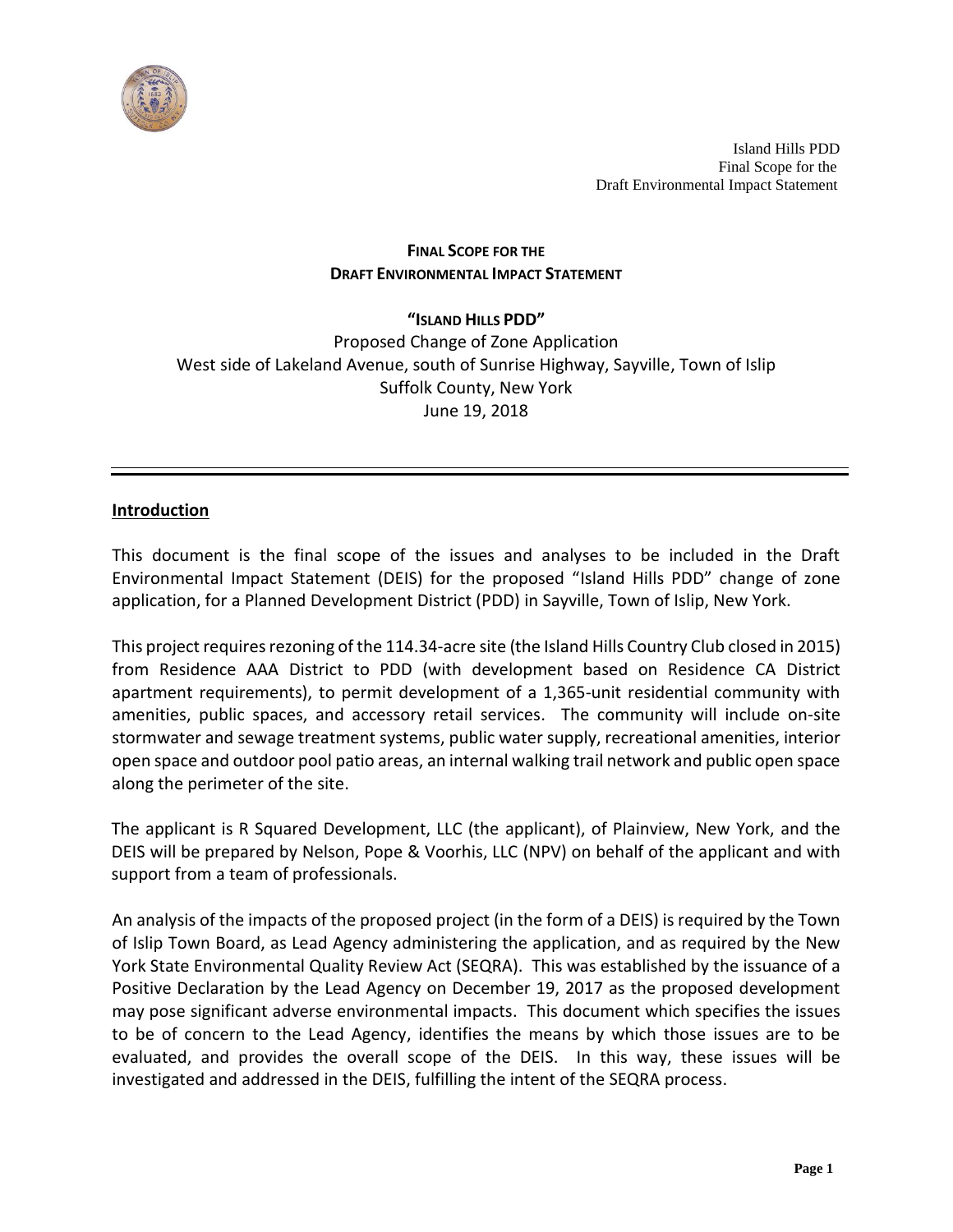**FINAL SCOPE FOR THE**
**DRAFT ENVIRONMENTAL IMPACT STATEMENT**

**"ISLAND HILLS PDD"**

Proposed Change of Zone Application
West side of Lakeland Avenue, south of Sunrise Highway, Sayville, Town of Islip
Suffolk County, New York
June 19, 2018

---

## Introduction

This document is the final scope of the issues and analyses to be included in the Draft Environmental Impact Statement (DEIS) for the proposed "Island Hills PDD" change of zone application, for a Planned Development District (PDD) in Sayville, Town of Islip, New York.

This project requires rezoning of the 114.34-acre site (the Island Hills Country Club closed in 2015) from Residence AAA District to PDD (with development based on Residence CA District apartment requirements), to permit development of a 1,365-unit residential community with amenities, public spaces, and accessory retail services. The community will include on-site stormwater and sewage treatment systems, public water supply, recreational amenities, interior open space and outdoor pool patio areas, an internal walking trail network and public open space along the perimeter of the site.

The applicant is R Squared Development, LLC (the applicant), of Plainview, New York, and the DEIS will be prepared by Nelson, Pope & Voorhis, LLC (NPV) on behalf of the applicant and with support from a team of professionals.

An analysis of the impacts of the proposed project (in the form of a DEIS) is required by the Town of Islip Town Board, as Lead Agency administering the application, and as required by the New York State Environmental Quality Review Act (SEQRA). This was established by the issuance of a Positive Declaration by the Lead Agency on December 19, 2017 as the proposed development may pose significant adverse environmental impacts. This document which specifies the issues to be of concern to the Lead Agency, identifies the means by which those issues are to be evaluated, and provides the overall scope of the DEIS. In this way, these issues will be investigated and addressed in the DEIS, fulfilling the intent of the SEQRA process.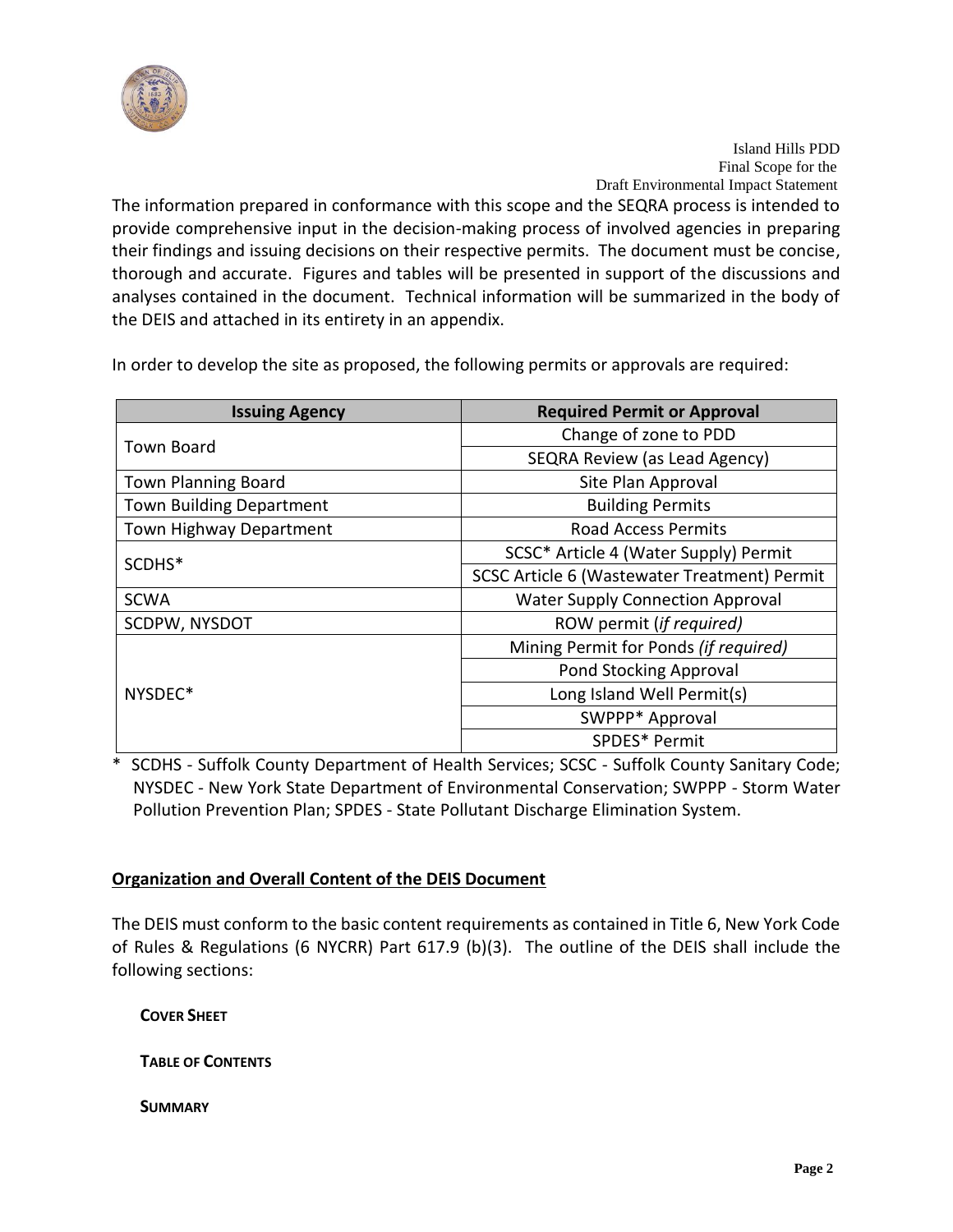The information prepared in conformance with this scope and the SEQRA process is intended to provide comprehensive input in the decision-making process of involved agencies in preparing their findings and issuing decisions on their respective permits. The document must be concise, thorough and accurate. Figures and tables will be presented in support of the discussions and analyses contained in the document. Technical information will be summarized in the body of the DEIS and attached in its entirety in an appendix.

In order to develop the site as proposed, the following permits or approvals are required:

| Issuing Agency | Required Permit or Approval |
| --- | --- |
| Town Board | Change of zone to PDD |
| | SEQRA Review (as Lead Agency) |
| Town Planning Board | Site Plan Approval |
| Town Building Department | Building Permits |
| Town Highway Department | Road Access Permits |
| SCDHS* | SCSC* Article 4 (Water Supply) Permit |
| | SCSC Article 6 (Wastewater Treatment) Permit |
| SCWA | Water Supply Connection Approval |
| SCDPW, NYSDOT | ROW permit (*if required)* |
| NYSDEC* | Mining Permit for Ponds *(if required)* |
| | Pond Stocking Approval |
| | Long Island Well Permit(s) |
| | SWPPP* Approval |
| | SPDES* Permit |

\* SCDHS - Suffolk County Department of Health Services; SCSC - Suffolk County Sanitary Code; NYSDEC - New York State Department of Environmental Conservation; SWPPP - Storm Water Pollution Prevention Plan; SPDES - State Pollutant Discharge Elimination System.

**Organization and Overall Content of the DEIS Document**

The DEIS must conform to the basic content requirements as contained in Title 6, New York Code of Rules & Regulations (6 NYCRR) Part 617.9 (b)(3). The outline of the DEIS shall include the following sections:

**COVER SHEET**

**TABLE OF CONTENTS**

**SUMMARY**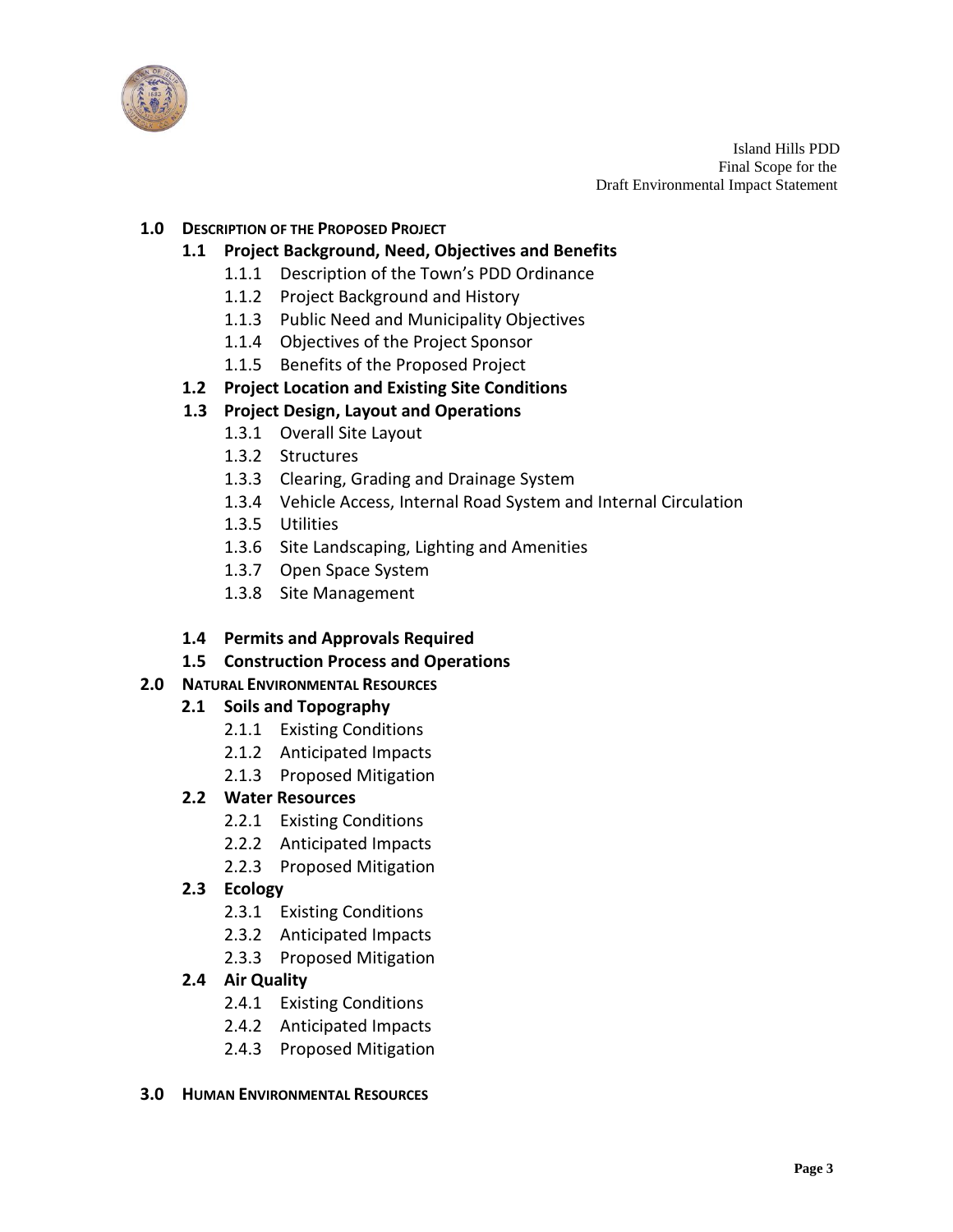**1.0 DESCRIPTION OF THE PROPOSED PROJECT**

- **1.1 Project Background, Need, Objectives and Benefits**
  - 1.1.1 Description of the Town's PDD Ordinance
  - 1.1.2 Project Background and History
  - 1.1.3 Public Need and Municipality Objectives
  - 1.1.4 Objectives of the Project Sponsor
  - 1.1.5 Benefits of the Proposed Project
- **1.2 Project Location and Existing Site Conditions**
- **1.3 Project Design, Layout and Operations**
  - 1.3.1 Overall Site Layout
  - 1.3.2 Structures
  - 1.3.3 Clearing, Grading and Drainage System
  - 1.3.4 Vehicle Access, Internal Road System and Internal Circulation
  - 1.3.5 Utilities
  - 1.3.6 Site Landscaping, Lighting and Amenities
  - 1.3.7 Open Space System
  - 1.3.8 Site Management
- **1.4 Permits and Approvals Required**
- **1.5 Construction Process and Operations**

**2.0 NATURAL ENVIRONMENTAL RESOURCES**

- **2.1 Soils and Topography**
  - 2.1.1 Existing Conditions
  - 2.1.2 Anticipated Impacts
  - 2.1.3 Proposed Mitigation
- **2.2 Water Resources**
  - 2.2.1 Existing Conditions
  - 2.2.2 Anticipated Impacts
  - 2.2.3 Proposed Mitigation
- **2.3 Ecology**
  - 2.3.1 Existing Conditions
  - 2.3.2 Anticipated Impacts
  - 2.3.3 Proposed Mitigation
- **2.4 Air Quality**
  - 2.4.1 Existing Conditions
  - 2.4.2 Anticipated Impacts
  - 2.4.3 Proposed Mitigation

**3.0 HUMAN ENVIRONMENTAL RESOURCES**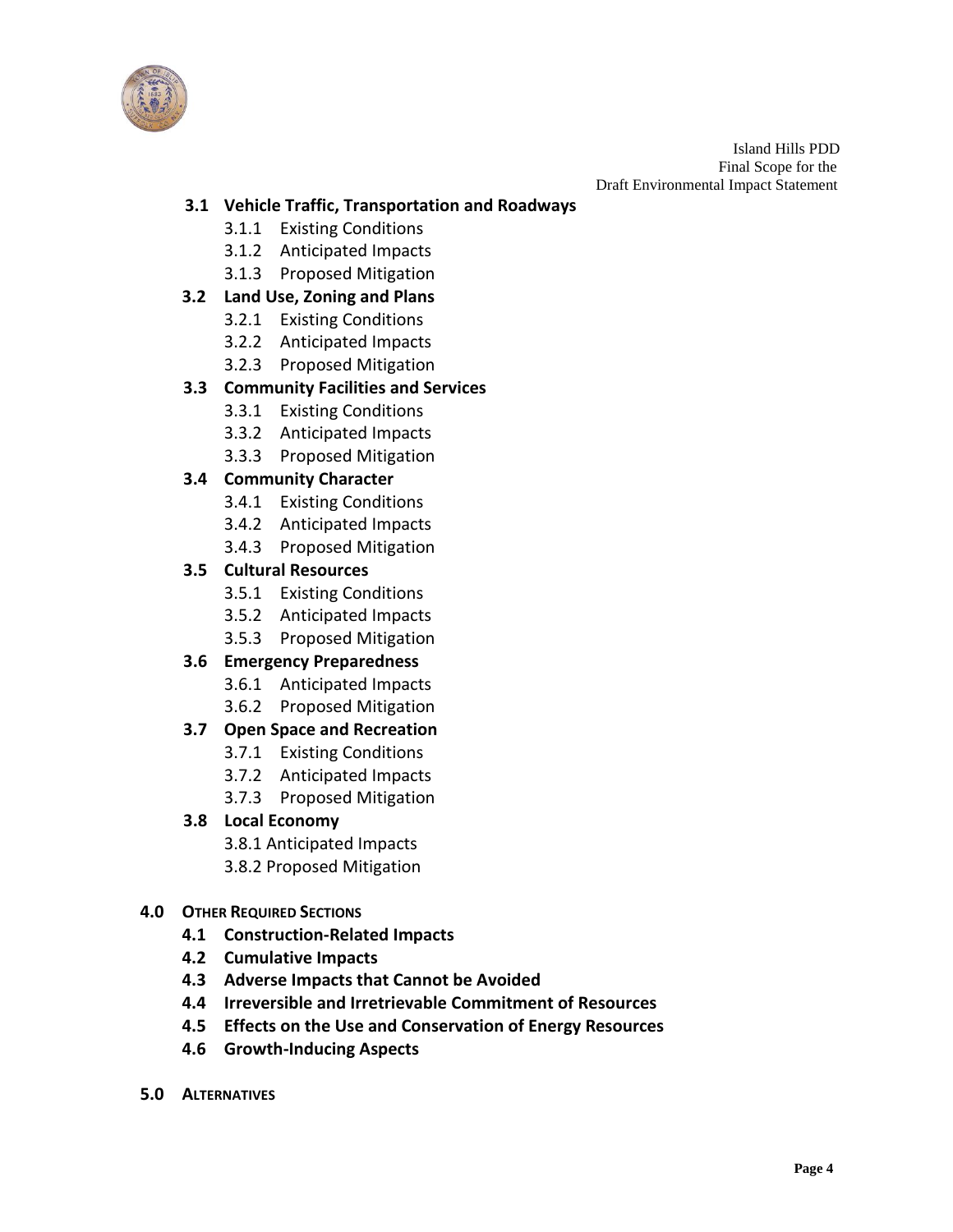**3.1 Vehicle Traffic, Transportation and Roadways**

- 3.1.1 Existing Conditions
- 3.1.2 Anticipated Impacts
- 3.1.3 Proposed Mitigation

**3.2 Land Use, Zoning and Plans**

- 3.2.1 Existing Conditions
- 3.2.2 Anticipated Impacts
- 3.2.3 Proposed Mitigation

**3.3 Community Facilities and Services**

- 3.3.1 Existing Conditions
- 3.3.2 Anticipated Impacts
- 3.3.3 Proposed Mitigation

**3.4 Community Character**

- 3.4.1 Existing Conditions
- 3.4.2 Anticipated Impacts
- 3.4.3 Proposed Mitigation

**3.5 Cultural Resources**

- 3.5.1 Existing Conditions
- 3.5.2 Anticipated Impacts
- 3.5.3 Proposed Mitigation

**3.6 Emergency Preparedness**

- 3.6.1 Anticipated Impacts
- 3.6.2 Proposed Mitigation

**3.7 Open Space and Recreation**

- 3.7.1 Existing Conditions
- 3.7.2 Anticipated Impacts
- 3.7.3 Proposed Mitigation

**3.8 Local Economy**

- 3.8.1 Anticipated Impacts
- 3.8.2 Proposed Mitigation

**4.0 OTHER REQUIRED SECTIONS**

- **4.1 Construction-Related Impacts**
- **4.2 Cumulative Impacts**
- **4.3 Adverse Impacts that Cannot be Avoided**
- **4.4 Irreversible and Irretrievable Commitment of Resources**
- **4.5 Effects on the Use and Conservation of Energy Resources**
- **4.6 Growth-Inducing Aspects**

**5.0 ALTERNATIVES**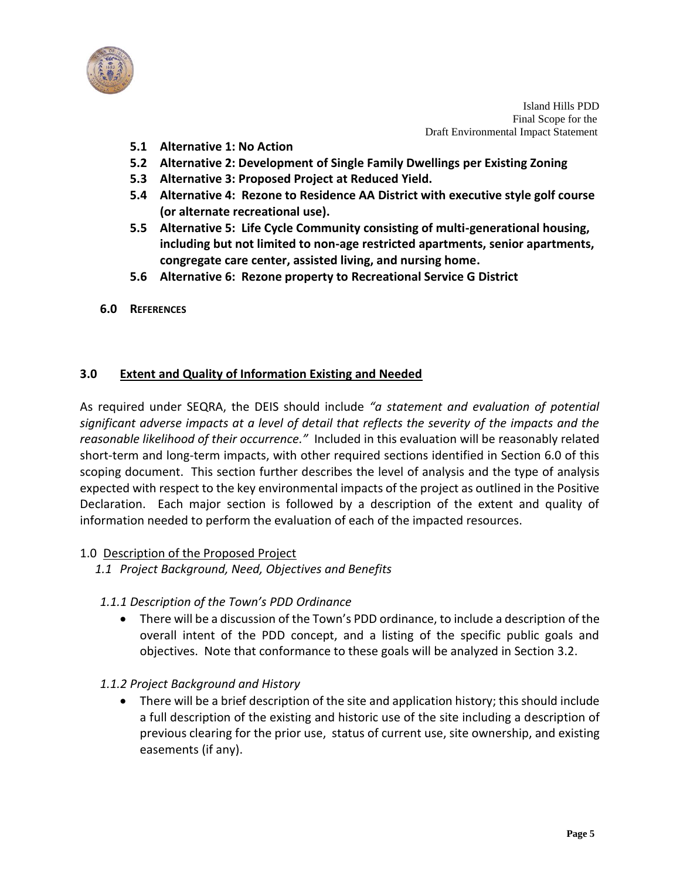- **5.1 Alternative 1: No Action**
- **5.2 Alternative 2: Development of Single Family Dwellings per Existing Zoning**
- **5.3 Alternative 3: Proposed Project at Reduced Yield.**
- **5.4 Alternative 4: Rezone to Residence AA District with executive style golf course (or alternate recreational use).**
- **5.5 Alternative 5: Life Cycle Community consisting of multi-generational housing, including but not limited to non-age restricted apartments, senior apartments, congregate care center, assisted living, and nursing home.**
- **5.6 Alternative 6: Rezone property to Recreational Service G District**

**6.0 REFERENCES**

## 3.0 Extent and Quality of Information Existing and Needed

As required under SEQRA, the DEIS should include *"a statement and evaluation of potential significant adverse impacts at a level of detail that reflects the severity of the impacts and the reasonable likelihood of their occurrence."* Included in this evaluation will be reasonably related short-term and long-term impacts, with other required sections identified in Section 6.0 of this scoping document. This section further describes the level of analysis and the type of analysis expected with respect to the key environmental impacts of the project as outlined in the Positive Declaration. Each major section is followed by a description of the extent and quality of information needed to perform the evaluation of each of the impacted resources.

1.0 Description of the Proposed Project

*1.1 Project Background, Need, Objectives and Benefits*

*1.1.1 Description of the Town's PDD Ordinance*

- There will be a discussion of the Town's PDD ordinance, to include a description of the overall intent of the PDD concept, and a listing of the specific public goals and objectives. Note that conformance to these goals will be analyzed in Section 3.2.

*1.1.2 Project Background and History*

- There will be a brief description of the site and application history; this should include a full description of the existing and historic use of the site including a description of previous clearing for the prior use, status of current use, site ownership, and existing easements (if any).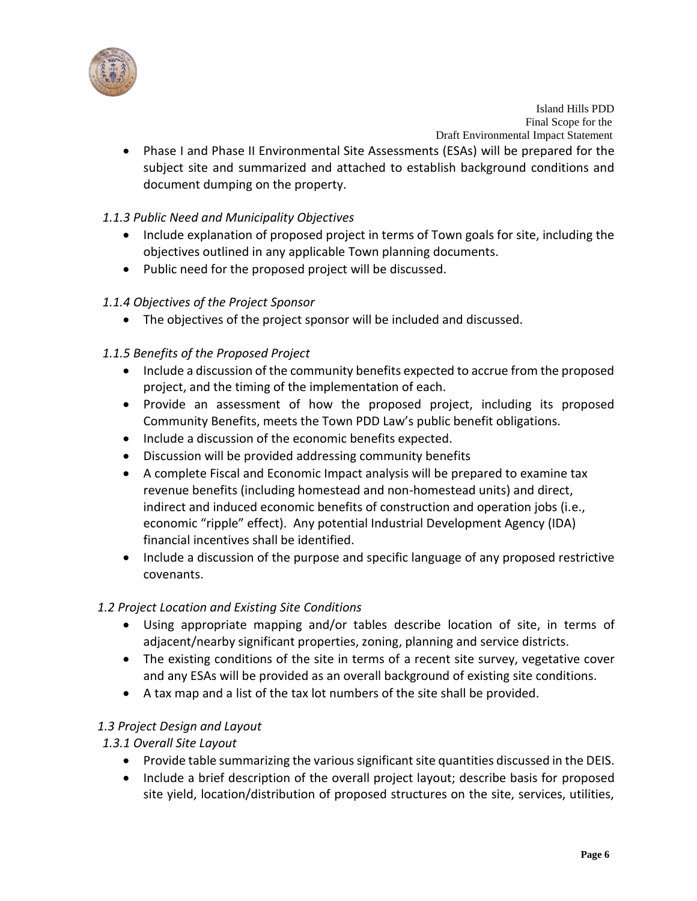- Phase I and Phase II Environmental Site Assessments (ESAs) will be prepared for the subject site and summarized and attached to establish background conditions and document dumping on the property.

*1.1.3 Public Need and Municipality Objectives*

- Include explanation of proposed project in terms of Town goals for site, including the objectives outlined in any applicable Town planning documents.
- Public need for the proposed project will be discussed.

*1.1.4 Objectives of the Project Sponsor*

- The objectives of the project sponsor will be included and discussed.

*1.1.5 Benefits of the Proposed Project*

- Include a discussion of the community benefits expected to accrue from the proposed project, and the timing of the implementation of each.
- Provide an assessment of how the proposed project, including its proposed Community Benefits, meets the Town PDD Law's public benefit obligations.
- Include a discussion of the economic benefits expected.
- Discussion will be provided addressing community benefits
- A complete Fiscal and Economic Impact analysis will be prepared to examine tax revenue benefits (including homestead and non-homestead units) and direct, indirect and induced economic benefits of construction and operation jobs (i.e., economic "ripple" effect). Any potential Industrial Development Agency (IDA) financial incentives shall be identified.
- Include a discussion of the purpose and specific language of any proposed restrictive covenants.

*1.2 Project Location and Existing Site Conditions*

- Using appropriate mapping and/or tables describe location of site, in terms of adjacent/nearby significant properties, zoning, planning and service districts.
- The existing conditions of the site in terms of a recent site survey, vegetative cover and any ESAs will be provided as an overall background of existing site conditions.
- A tax map and a list of the tax lot numbers of the site shall be provided.

*1.3 Project Design and Layout*

*1.3.1 Overall Site Layout*

- Provide table summarizing the various significant site quantities discussed in the DEIS.
- Include a brief description of the overall project layout; describe basis for proposed site yield, location/distribution of proposed structures on the site, services, utilities,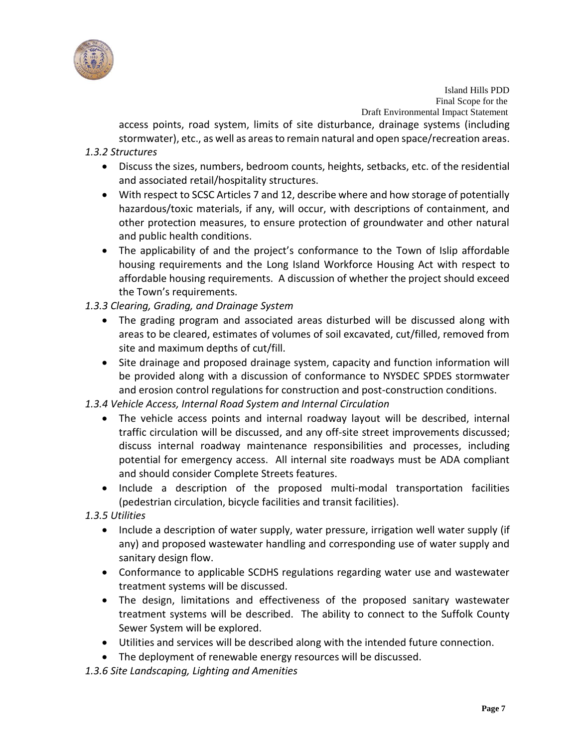access points, road system, limits of site disturbance, drainage systems (including stormwater), etc., as well as areas to remain natural and open space/recreation areas.

*1.3.2 Structures*

- Discuss the sizes, numbers, bedroom counts, heights, setbacks, etc. of the residential and associated retail/hospitality structures.
- With respect to SCSC Articles 7 and 12, describe where and how storage of potentially hazardous/toxic materials, if any, will occur, with descriptions of containment, and other protection measures, to ensure protection of groundwater and other natural and public health conditions.
- The applicability of and the project's conformance to the Town of Islip affordable housing requirements and the Long Island Workforce Housing Act with respect to affordable housing requirements. A discussion of whether the project should exceed the Town's requirements.

*1.3.3 Clearing, Grading, and Drainage System*

- The grading program and associated areas disturbed will be discussed along with areas to be cleared, estimates of volumes of soil excavated, cut/filled, removed from site and maximum depths of cut/fill.
- Site drainage and proposed drainage system, capacity and function information will be provided along with a discussion of conformance to NYSDEC SPDES stormwater and erosion control regulations for construction and post-construction conditions.

*1.3.4 Vehicle Access, Internal Road System and Internal Circulation*

- The vehicle access points and internal roadway layout will be described, internal traffic circulation will be discussed, and any off-site street improvements discussed; discuss internal roadway maintenance responsibilities and processes, including potential for emergency access. All internal site roadways must be ADA compliant and should consider Complete Streets features.
- Include a description of the proposed multi-modal transportation facilities (pedestrian circulation, bicycle facilities and transit facilities).

*1.3.5 Utilities*

- Include a description of water supply, water pressure, irrigation well water supply (if any) and proposed wastewater handling and corresponding use of water supply and sanitary design flow.
- Conformance to applicable SCDHS regulations regarding water use and wastewater treatment systems will be discussed.
- The design, limitations and effectiveness of the proposed sanitary wastewater treatment systems will be described. The ability to connect to the Suffolk County Sewer System will be explored.
- Utilities and services will be described along with the intended future connection.
- The deployment of renewable energy resources will be discussed.

*1.3.6 Site Landscaping, Lighting and Amenities*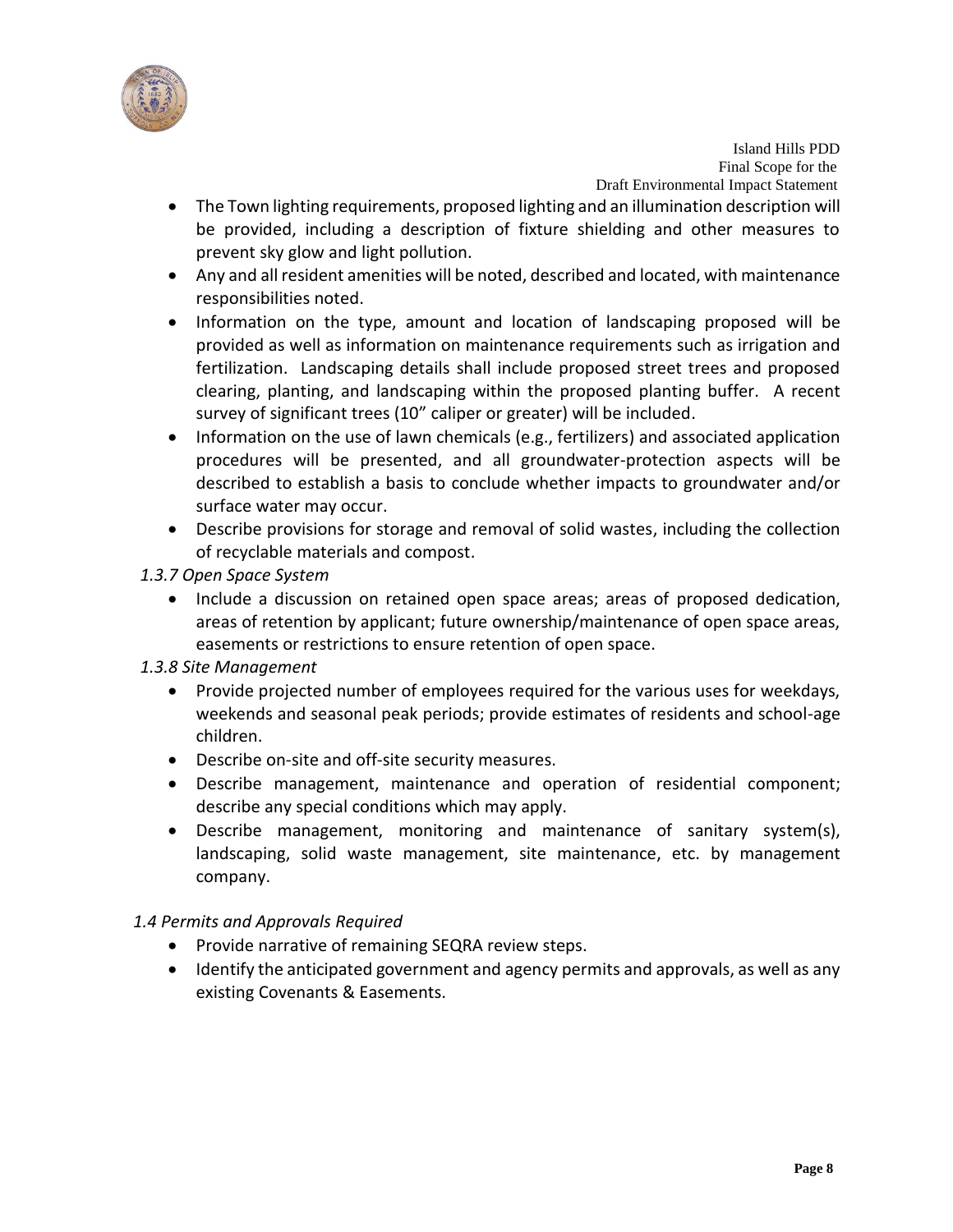- The Town lighting requirements, proposed lighting and an illumination description will be provided, including a description of fixture shielding and other measures to prevent sky glow and light pollution.
- Any and all resident amenities will be noted, described and located, with maintenance responsibilities noted.
- Information on the type, amount and location of landscaping proposed will be provided as well as information on maintenance requirements such as irrigation and fertilization. Landscaping details shall include proposed street trees and proposed clearing, planting, and landscaping within the proposed planting buffer. A recent survey of significant trees (10" caliper or greater) will be included.
- Information on the use of lawn chemicals (e.g., fertilizers) and associated application procedures will be presented, and all groundwater-protection aspects will be described to establish a basis to conclude whether impacts to groundwater and/or surface water may occur.
- Describe provisions for storage and removal of solid wastes, including the collection of recyclable materials and compost.

*1.3.7 Open Space System*

- Include a discussion on retained open space areas; areas of proposed dedication, areas of retention by applicant; future ownership/maintenance of open space areas, easements or restrictions to ensure retention of open space.

*1.3.8 Site Management*

- Provide projected number of employees required for the various uses for weekdays, weekends and seasonal peak periods; provide estimates of residents and school-age children.
- Describe on-site and off-site security measures.
- Describe management, maintenance and operation of residential component; describe any special conditions which may apply.
- Describe management, monitoring and maintenance of sanitary system(s), landscaping, solid waste management, site maintenance, etc. by management company.

*1.4 Permits and Approvals Required*

- Provide narrative of remaining SEQRA review steps.
- Identify the anticipated government and agency permits and approvals, as well as any existing Covenants & Easements.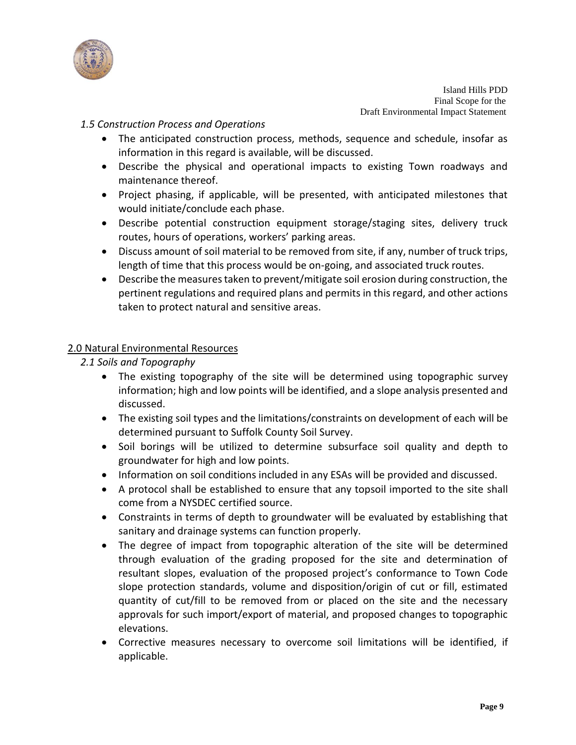*1.5 Construction Process and Operations*

- The anticipated construction process, methods, sequence and schedule, insofar as information in this regard is available, will be discussed.
- Describe the physical and operational impacts to existing Town roadways and maintenance thereof.
- Project phasing, if applicable, will be presented, with anticipated milestones that would initiate/conclude each phase.
- Describe potential construction equipment storage/staging sites, delivery truck routes, hours of operations, workers' parking areas.
- Discuss amount of soil material to be removed from site, if any, number of truck trips, length of time that this process would be on-going, and associated truck routes.
- Describe the measures taken to prevent/mitigate soil erosion during construction, the pertinent regulations and required plans and permits in this regard, and other actions taken to protect natural and sensitive areas.

## 2.0 Natural Environmental Resources

*2.1 Soils and Topography*

- The existing topography of the site will be determined using topographic survey information; high and low points will be identified, and a slope analysis presented and discussed.
- The existing soil types and the limitations/constraints on development of each will be determined pursuant to Suffolk County Soil Survey.
- Soil borings will be utilized to determine subsurface soil quality and depth to groundwater for high and low points.
- Information on soil conditions included in any ESAs will be provided and discussed.
- A protocol shall be established to ensure that any topsoil imported to the site shall come from a NYSDEC certified source.
- Constraints in terms of depth to groundwater will be evaluated by establishing that sanitary and drainage systems can function properly.
- The degree of impact from topographic alteration of the site will be determined through evaluation of the grading proposed for the site and determination of resultant slopes, evaluation of the proposed project's conformance to Town Code slope protection standards, volume and disposition/origin of cut or fill, estimated quantity of cut/fill to be removed from or placed on the site and the necessary approvals for such import/export of material, and proposed changes to topographic elevations.
- Corrective measures necessary to overcome soil limitations will be identified, if applicable.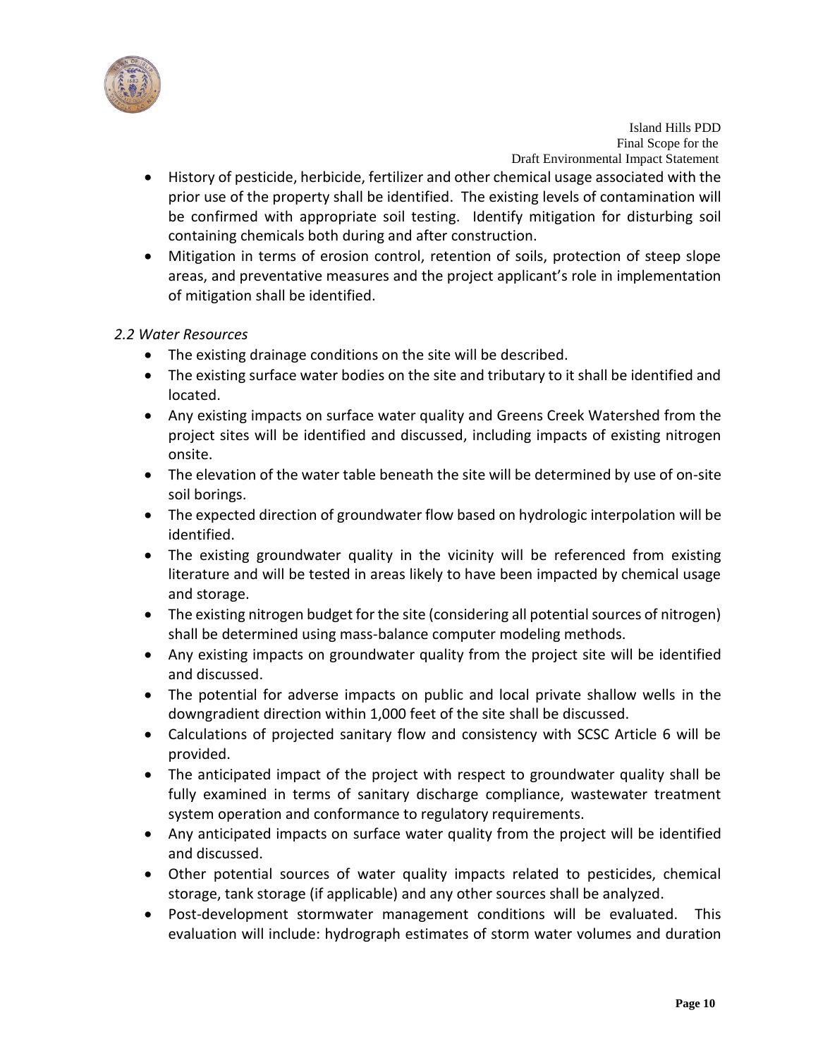- History of pesticide, herbicide, fertilizer and other chemical usage associated with the prior use of the property shall be identified. The existing levels of contamination will be confirmed with appropriate soil testing. Identify mitigation for disturbing soil containing chemicals both during and after construction.
- Mitigation in terms of erosion control, retention of soils, protection of steep slope areas, and preventative measures and the project applicant's role in implementation of mitigation shall be identified.

*2.2 Water Resources*

- The existing drainage conditions on the site will be described.
- The existing surface water bodies on the site and tributary to it shall be identified and located.
- Any existing impacts on surface water quality and Greens Creek Watershed from the project sites will be identified and discussed, including impacts of existing nitrogen onsite.
- The elevation of the water table beneath the site will be determined by use of on-site soil borings.
- The expected direction of groundwater flow based on hydrologic interpolation will be identified.
- The existing groundwater quality in the vicinity will be referenced from existing literature and will be tested in areas likely to have been impacted by chemical usage and storage.
- The existing nitrogen budget for the site (considering all potential sources of nitrogen) shall be determined using mass-balance computer modeling methods.
- Any existing impacts on groundwater quality from the project site will be identified and discussed.
- The potential for adverse impacts on public and local private shallow wells in the downgradient direction within 1,000 feet of the site shall be discussed.
- Calculations of projected sanitary flow and consistency with SCSC Article 6 will be provided.
- The anticipated impact of the project with respect to groundwater quality shall be fully examined in terms of sanitary discharge compliance, wastewater treatment system operation and conformance to regulatory requirements.
- Any anticipated impacts on surface water quality from the project will be identified and discussed.
- Other potential sources of water quality impacts related to pesticides, chemical storage, tank storage (if applicable) and any other sources shall be analyzed.
- Post-development stormwater management conditions will be evaluated. This evaluation will include: hydrograph estimates of storm water volumes and duration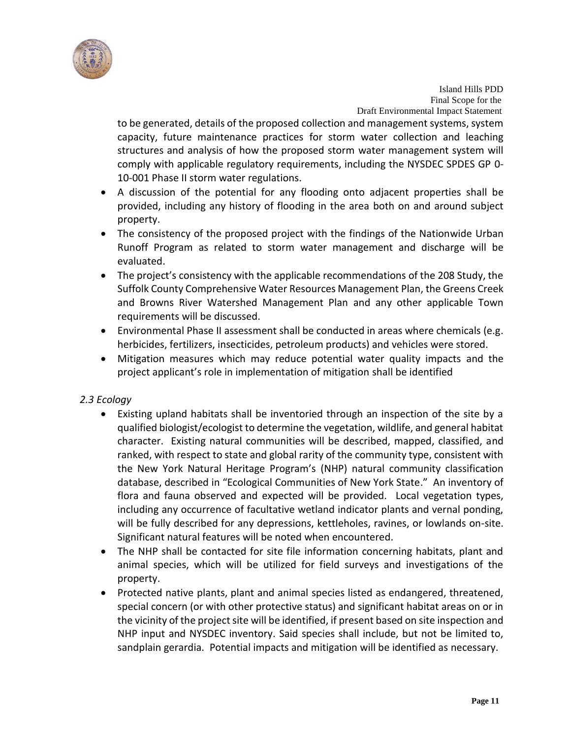to be generated, details of the proposed collection and management systems, system capacity, future maintenance practices for storm water collection and leaching structures and analysis of how the proposed storm water management system will comply with applicable regulatory requirements, including the NYSDEC SPDES GP 0-10-001 Phase II storm water regulations.

- A discussion of the potential for any flooding onto adjacent properties shall be provided, including any history of flooding in the area both on and around subject property.
- The consistency of the proposed project with the findings of the Nationwide Urban Runoff Program as related to storm water management and discharge will be evaluated.
- The project's consistency with the applicable recommendations of the 208 Study, the Suffolk County Comprehensive Water Resources Management Plan, the Greens Creek and Browns River Watershed Management Plan and any other applicable Town requirements will be discussed.
- Environmental Phase II assessment shall be conducted in areas where chemicals (e.g. herbicides, fertilizers, insecticides, petroleum products) and vehicles were stored.
- Mitigation measures which may reduce potential water quality impacts and the project applicant's role in implementation of mitigation shall be identified

*2.3 Ecology*

- Existing upland habitats shall be inventoried through an inspection of the site by a qualified biologist/ecologist to determine the vegetation, wildlife, and general habitat character. Existing natural communities will be described, mapped, classified, and ranked, with respect to state and global rarity of the community type, consistent with the New York Natural Heritage Program's (NHP) natural community classification database, described in "Ecological Communities of New York State." An inventory of flora and fauna observed and expected will be provided. Local vegetation types, including any occurrence of facultative wetland indicator plants and vernal ponding, will be fully described for any depressions, kettleholes, ravines, or lowlands on-site. Significant natural features will be noted when encountered.
- The NHP shall be contacted for site file information concerning habitats, plant and animal species, which will be utilized for field surveys and investigations of the property.
- Protected native plants, plant and animal species listed as endangered, threatened, special concern (or with other protective status) and significant habitat areas on or in the vicinity of the project site will be identified, if present based on site inspection and NHP input and NYSDEC inventory. Said species shall include, but not be limited to, sandplain gerardia. Potential impacts and mitigation will be identified as necessary.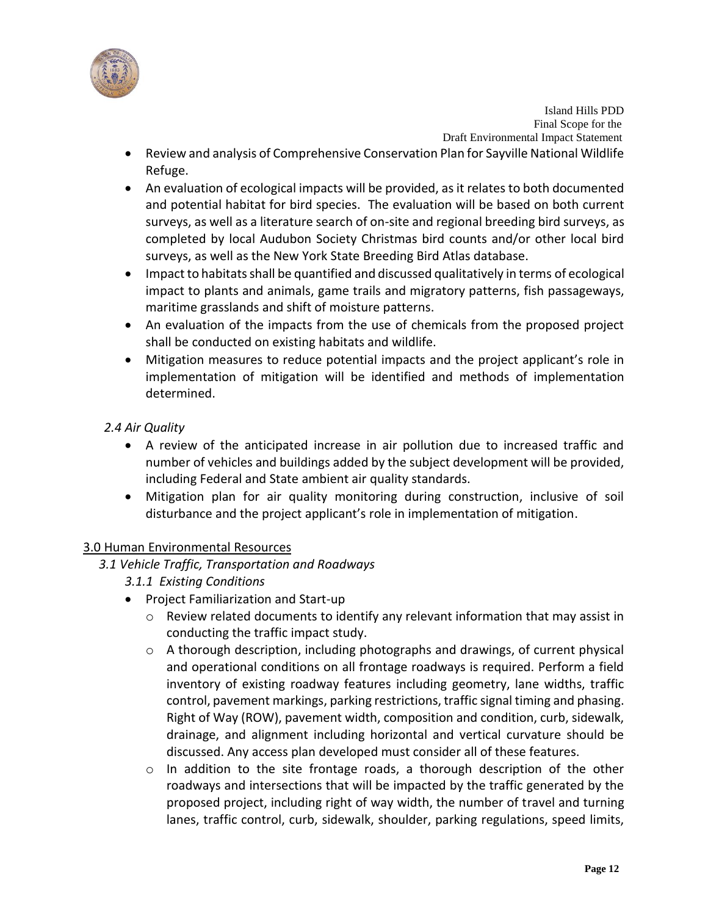- Review and analysis of Comprehensive Conservation Plan for Sayville National Wildlife Refuge.
- An evaluation of ecological impacts will be provided, as it relates to both documented and potential habitat for bird species. The evaluation will be based on both current surveys, as well as a literature search of on-site and regional breeding bird surveys, as completed by local Audubon Society Christmas bird counts and/or other local bird surveys, as well as the New York State Breeding Bird Atlas database.
- Impact to habitats shall be quantified and discussed qualitatively in terms of ecological impact to plants and animals, game trails and migratory patterns, fish passageways, maritime grasslands and shift of moisture patterns.
- An evaluation of the impacts from the use of chemicals from the proposed project shall be conducted on existing habitats and wildlife.
- Mitigation measures to reduce potential impacts and the project applicant's role in implementation of mitigation will be identified and methods of implementation determined.

*2.4 Air Quality*

- A review of the anticipated increase in air pollution due to increased traffic and number of vehicles and buildings added by the subject development will be provided, including Federal and State ambient air quality standards.
- Mitigation plan for air quality monitoring during construction, inclusive of soil disturbance and the project applicant's role in implementation of mitigation.

## 3.0 Human Environmental Resources

*3.1 Vehicle Traffic, Transportation and Roadways*

*3.1.1 Existing Conditions*

- Project Familiarization and Start-up
  - Review related documents to identify any relevant information that may assist in conducting the traffic impact study.
  - A thorough description, including photographs and drawings, of current physical and operational conditions on all frontage roadways is required. Perform a field inventory of existing roadway features including geometry, lane widths, traffic control, pavement markings, parking restrictions, traffic signal timing and phasing. Right of Way (ROW), pavement width, composition and condition, curb, sidewalk, drainage, and alignment including horizontal and vertical curvature should be discussed. Any access plan developed must consider all of these features.
  - In addition to the site frontage roads, a thorough description of the other roadways and intersections that will be impacted by the traffic generated by the proposed project, including right of way width, the number of travel and turning lanes, traffic control, curb, sidewalk, shoulder, parking regulations, speed limits,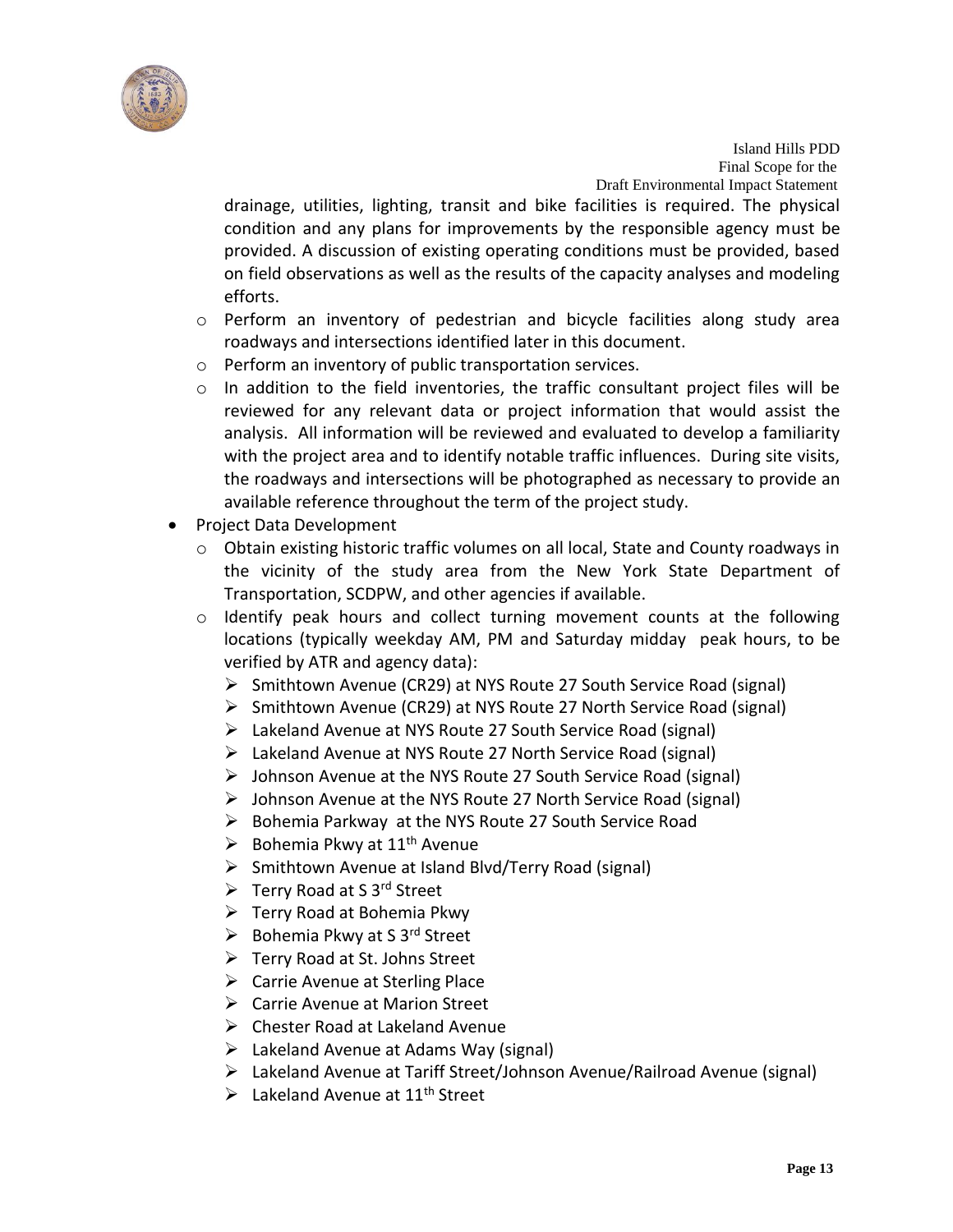drainage, utilities, lighting, transit and bike facilities is required. The physical condition and any plans for improvements by the responsible agency must be provided. A discussion of existing operating conditions must be provided, based on field observations as well as the results of the capacity analyses and modeling efforts.

- Perform an inventory of pedestrian and bicycle facilities along study area roadways and intersections identified later in this document.
- Perform an inventory of public transportation services.
- In addition to the field inventories, the traffic consultant project files will be reviewed for any relevant data or project information that would assist the analysis. All information will be reviewed and evaluated to develop a familiarity with the project area and to identify notable traffic influences. During site visits, the roadways and intersections will be photographed as necessary to provide an available reference throughout the term of the project study.

- Project Data Development
  - Obtain existing historic traffic volumes on all local, State and County roadways in the vicinity of the study area from the New York State Department of Transportation, SCDPW, and other agencies if available.
  - Identify peak hours and collect turning movement counts at the following locations (typically weekday AM, PM and Saturday midday peak hours, to be verified by ATR and agency data):
    - Smithtown Avenue (CR29) at NYS Route 27 South Service Road (signal)
    - Smithtown Avenue (CR29) at NYS Route 27 North Service Road (signal)
    - Lakeland Avenue at NYS Route 27 South Service Road (signal)
    - Lakeland Avenue at NYS Route 27 North Service Road (signal)
    - Johnson Avenue at the NYS Route 27 South Service Road (signal)
    - Johnson Avenue at the NYS Route 27 North Service Road (signal)
    - Bohemia Parkway at the NYS Route 27 South Service Road
    - Bohemia Pkwy at 11th Avenue
    - Smithtown Avenue at Island Blvd/Terry Road (signal)
    - Terry Road at S 3rd Street
    - Terry Road at Bohemia Pkwy
    - Bohemia Pkwy at S 3rd Street
    - Terry Road at St. Johns Street
    - Carrie Avenue at Sterling Place
    - Carrie Avenue at Marion Street
    - Chester Road at Lakeland Avenue
    - Lakeland Avenue at Adams Way (signal)
    - Lakeland Avenue at Tariff Street/Johnson Avenue/Railroad Avenue (signal)
    - Lakeland Avenue at 11th Street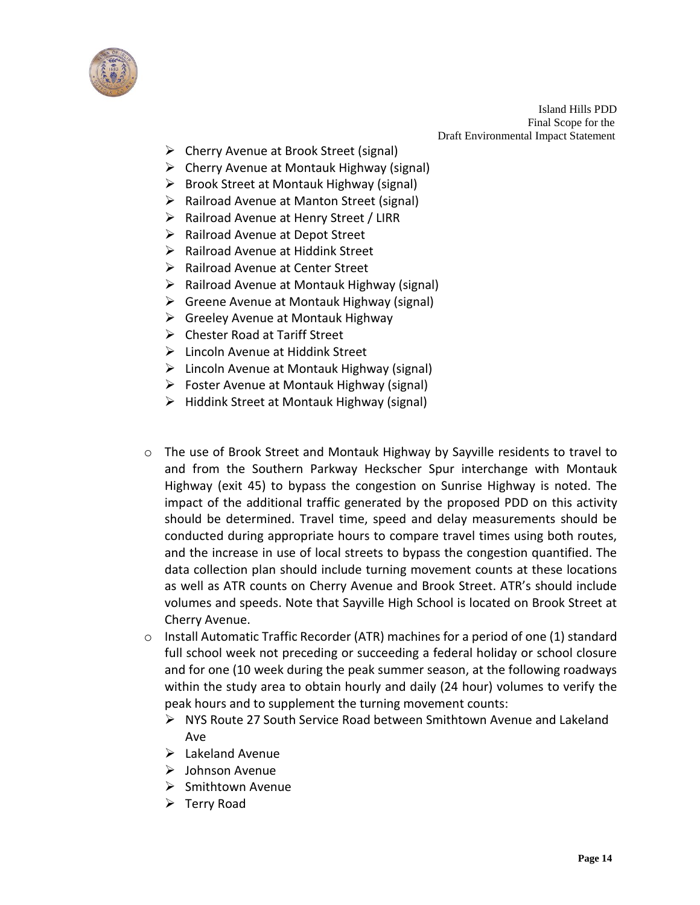- Cherry Avenue at Brook Street (signal)
- Cherry Avenue at Montauk Highway (signal)
- Brook Street at Montauk Highway (signal)
- Railroad Avenue at Manton Street (signal)
- Railroad Avenue at Henry Street / LIRR
- Railroad Avenue at Depot Street
- Railroad Avenue at Hiddink Street
- Railroad Avenue at Center Street
- Railroad Avenue at Montauk Highway (signal)
- Greene Avenue at Montauk Highway (signal)
- Greeley Avenue at Montauk Highway
- Chester Road at Tariff Street
- Lincoln Avenue at Hiddink Street
- Lincoln Avenue at Montauk Highway (signal)
- Foster Avenue at Montauk Highway (signal)
- Hiddink Street at Montauk Highway (signal)

- The use of Brook Street and Montauk Highway by Sayville residents to travel to and from the Southern Parkway Heckscher Spur interchange with Montauk Highway (exit 45) to bypass the congestion on Sunrise Highway is noted. The impact of the additional traffic generated by the proposed PDD on this activity should be determined. Travel time, speed and delay measurements should be conducted during appropriate hours to compare travel times using both routes, and the increase in use of local streets to bypass the congestion quantified. The data collection plan should include turning movement counts at these locations as well as ATR counts on Cherry Avenue and Brook Street. ATR's should include volumes and speeds. Note that Sayville High School is located on Brook Street at Cherry Avenue.
- Install Automatic Traffic Recorder (ATR) machines for a period of one (1) standard full school week not preceding or succeeding a federal holiday or school closure and for one (10 week during the peak summer season, at the following roadways within the study area to obtain hourly and daily (24 hour) volumes to verify the peak hours and to supplement the turning movement counts:
  - NYS Route 27 South Service Road between Smithtown Avenue and Lakeland Ave
  - Lakeland Avenue
  - Johnson Avenue
  - Smithtown Avenue
  - Terry Road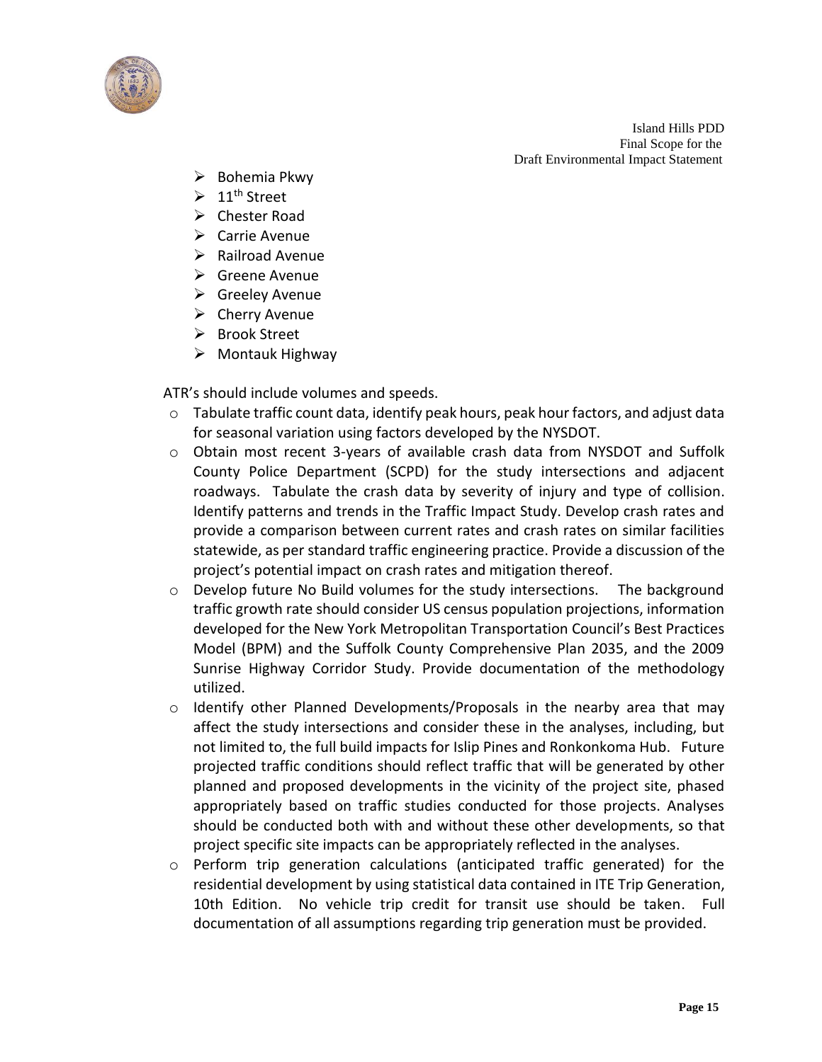- Bohemia Pkwy
- 11th Street
- Chester Road
- Carrie Avenue
- Railroad Avenue
- Greene Avenue
- Greeley Avenue
- Cherry Avenue
- Brook Street
- Montauk Highway

ATR's should include volumes and speeds.

- Tabulate traffic count data, identify peak hours, peak hour factors, and adjust data for seasonal variation using factors developed by the NYSDOT.
- Obtain most recent 3-years of available crash data from NYSDOT and Suffolk County Police Department (SCPD) for the study intersections and adjacent roadways. Tabulate the crash data by severity of injury and type of collision. Identify patterns and trends in the Traffic Impact Study. Develop crash rates and provide a comparison between current rates and crash rates on similar facilities statewide, as per standard traffic engineering practice. Provide a discussion of the project's potential impact on crash rates and mitigation thereof.
- Develop future No Build volumes for the study intersections. The background traffic growth rate should consider US census population projections, information developed for the New York Metropolitan Transportation Council's Best Practices Model (BPM) and the Suffolk County Comprehensive Plan 2035, and the 2009 Sunrise Highway Corridor Study. Provide documentation of the methodology utilized.
- Identify other Planned Developments/Proposals in the nearby area that may affect the study intersections and consider these in the analyses, including, but not limited to, the full build impacts for Islip Pines and Ronkonkoma Hub. Future projected traffic conditions should reflect traffic that will be generated by other planned and proposed developments in the vicinity of the project site, phased appropriately based on traffic studies conducted for those projects. Analyses should be conducted both with and without these other developments, so that project specific site impacts can be appropriately reflected in the analyses.
- Perform trip generation calculations (anticipated traffic generated) for the residential development by using statistical data contained in ITE Trip Generation, 10th Edition. No vehicle trip credit for transit use should be taken. Full documentation of all assumptions regarding trip generation must be provided.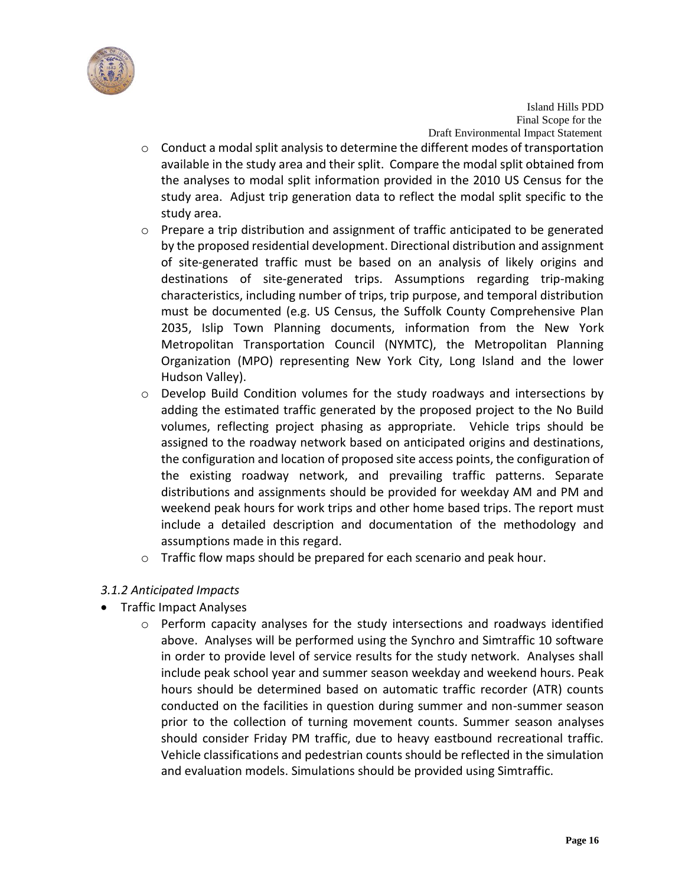- Conduct a modal split analysis to determine the different modes of transportation available in the study area and their split. Compare the modal split obtained from the analyses to modal split information provided in the 2010 US Census for the study area. Adjust trip generation data to reflect the modal split specific to the study area.
- Prepare a trip distribution and assignment of traffic anticipated to be generated by the proposed residential development. Directional distribution and assignment of site-generated traffic must be based on an analysis of likely origins and destinations of site-generated trips. Assumptions regarding trip-making characteristics, including number of trips, trip purpose, and temporal distribution must be documented (e.g. US Census, the Suffolk County Comprehensive Plan 2035, Islip Town Planning documents, information from the New York Metropolitan Transportation Council (NYMTC), the Metropolitan Planning Organization (MPO) representing New York City, Long Island and the lower Hudson Valley).
- Develop Build Condition volumes for the study roadways and intersections by adding the estimated traffic generated by the proposed project to the No Build volumes, reflecting project phasing as appropriate. Vehicle trips should be assigned to the roadway network based on anticipated origins and destinations, the configuration and location of proposed site access points, the configuration of the existing roadway network, and prevailing traffic patterns. Separate distributions and assignments should be provided for weekday AM and PM and weekend peak hours for work trips and other home based trips. The report must include a detailed description and documentation of the methodology and assumptions made in this regard.
- Traffic flow maps should be prepared for each scenario and peak hour.

*3.1.2 Anticipated Impacts*

- Traffic Impact Analyses
  - Perform capacity analyses for the study intersections and roadways identified above. Analyses will be performed using the Synchro and Simtraffic 10 software in order to provide level of service results for the study network. Analyses shall include peak school year and summer season weekday and weekend hours. Peak hours should be determined based on automatic traffic recorder (ATR) counts conducted on the facilities in question during summer and non-summer season prior to the collection of turning movement counts. Summer season analyses should consider Friday PM traffic, due to heavy eastbound recreational traffic. Vehicle classifications and pedestrian counts should be reflected in the simulation and evaluation models. Simulations should be provided using Simtraffic.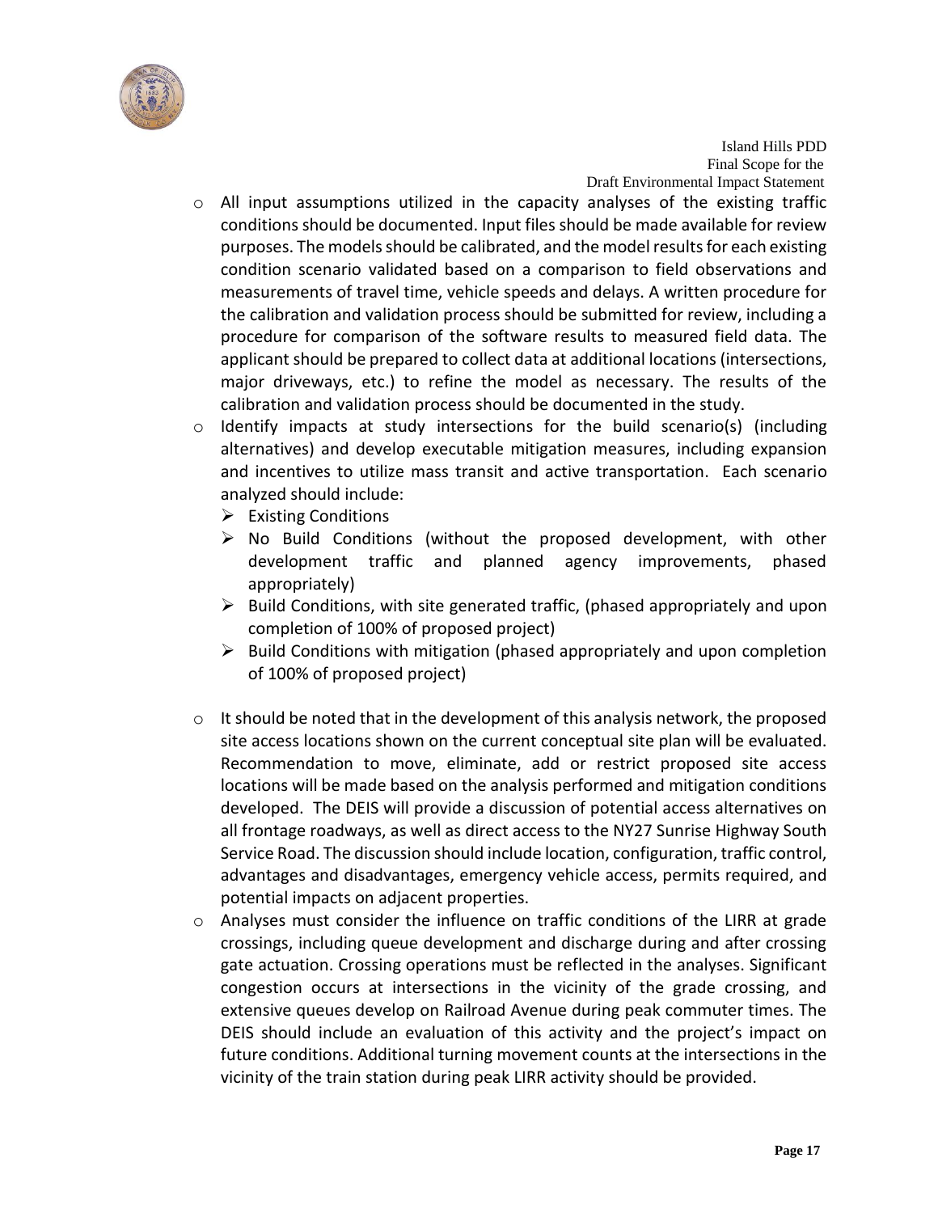- All input assumptions utilized in the capacity analyses of the existing traffic conditions should be documented. Input files should be made available for review purposes. The models should be calibrated, and the model results for each existing condition scenario validated based on a comparison to field observations and measurements of travel time, vehicle speeds and delays. A written procedure for the calibration and validation process should be submitted for review, including a procedure for comparison of the software results to measured field data. The applicant should be prepared to collect data at additional locations (intersections, major driveways, etc.) to refine the model as necessary. The results of the calibration and validation process should be documented in the study.
- Identify impacts at study intersections for the build scenario(s) (including alternatives) and develop executable mitigation measures, including expansion and incentives to utilize mass transit and active transportation. Each scenario analyzed should include:
  - Existing Conditions
  - No Build Conditions (without the proposed development, with other development traffic and planned agency improvements, phased appropriately)
  - Build Conditions, with site generated traffic, (phased appropriately and upon completion of 100% of proposed project)
  - Build Conditions with mitigation (phased appropriately and upon completion of 100% of proposed project)
- It should be noted that in the development of this analysis network, the proposed site access locations shown on the current conceptual site plan will be evaluated. Recommendation to move, eliminate, add or restrict proposed site access locations will be made based on the analysis performed and mitigation conditions developed. The DEIS will provide a discussion of potential access alternatives on all frontage roadways, as well as direct access to the NY27 Sunrise Highway South Service Road. The discussion should include location, configuration, traffic control, advantages and disadvantages, emergency vehicle access, permits required, and potential impacts on adjacent properties.
- Analyses must consider the influence on traffic conditions of the LIRR at grade crossings, including queue development and discharge during and after crossing gate actuation. Crossing operations must be reflected in the analyses. Significant congestion occurs at intersections in the vicinity of the grade crossing, and extensive queues develop on Railroad Avenue during peak commuter times. The DEIS should include an evaluation of this activity and the project's impact on future conditions. Additional turning movement counts at the intersections in the vicinity of the train station during peak LIRR activity should be provided.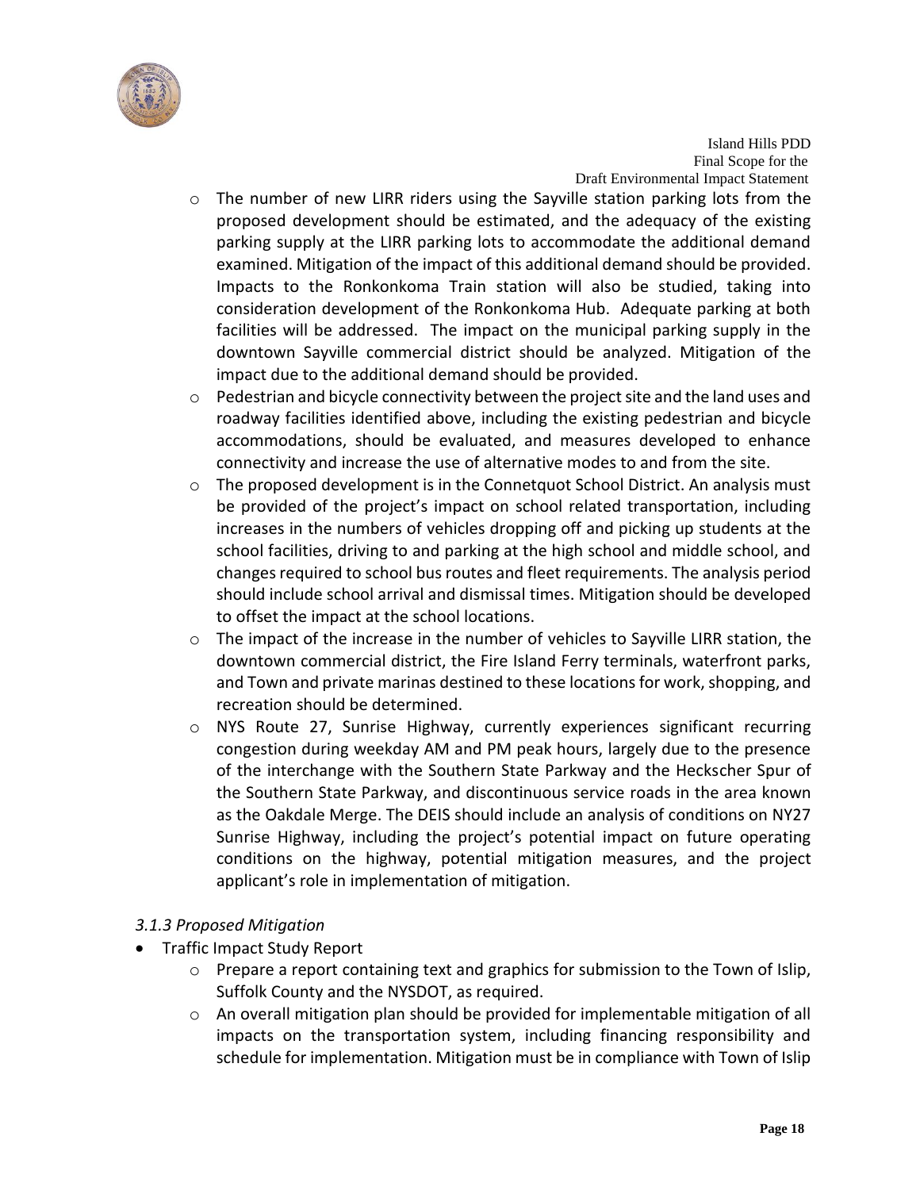- The number of new LIRR riders using the Sayville station parking lots from the proposed development should be estimated, and the adequacy of the existing parking supply at the LIRR parking lots to accommodate the additional demand examined. Mitigation of the impact of this additional demand should be provided. Impacts to the Ronkonkoma Train station will also be studied, taking into consideration development of the Ronkonkoma Hub. Adequate parking at both facilities will be addressed. The impact on the municipal parking supply in the downtown Sayville commercial district should be analyzed. Mitigation of the impact due to the additional demand should be provided.
- Pedestrian and bicycle connectivity between the project site and the land uses and roadway facilities identified above, including the existing pedestrian and bicycle accommodations, should be evaluated, and measures developed to enhance connectivity and increase the use of alternative modes to and from the site.
- The proposed development is in the Connetquot School District. An analysis must be provided of the project's impact on school related transportation, including increases in the numbers of vehicles dropping off and picking up students at the school facilities, driving to and parking at the high school and middle school, and changes required to school bus routes and fleet requirements. The analysis period should include school arrival and dismissal times. Mitigation should be developed to offset the impact at the school locations.
- The impact of the increase in the number of vehicles to Sayville LIRR station, the downtown commercial district, the Fire Island Ferry terminals, waterfront parks, and Town and private marinas destined to these locations for work, shopping, and recreation should be determined.
- NYS Route 27, Sunrise Highway, currently experiences significant recurring congestion during weekday AM and PM peak hours, largely due to the presence of the interchange with the Southern State Parkway and the Heckscher Spur of the Southern State Parkway, and discontinuous service roads in the area known as the Oakdale Merge. The DEIS should include an analysis of conditions on NY27 Sunrise Highway, including the project's potential impact on future operating conditions on the highway, potential mitigation measures, and the project applicant's role in implementation of mitigation.

### *3.1.3 Proposed Mitigation*

- Traffic Impact Study Report
  - Prepare a report containing text and graphics for submission to the Town of Islip, Suffolk County and the NYSDOT, as required.
  - An overall mitigation plan should be provided for implementable mitigation of all impacts on the transportation system, including financing responsibility and schedule for implementation. Mitigation must be in compliance with Town of Islip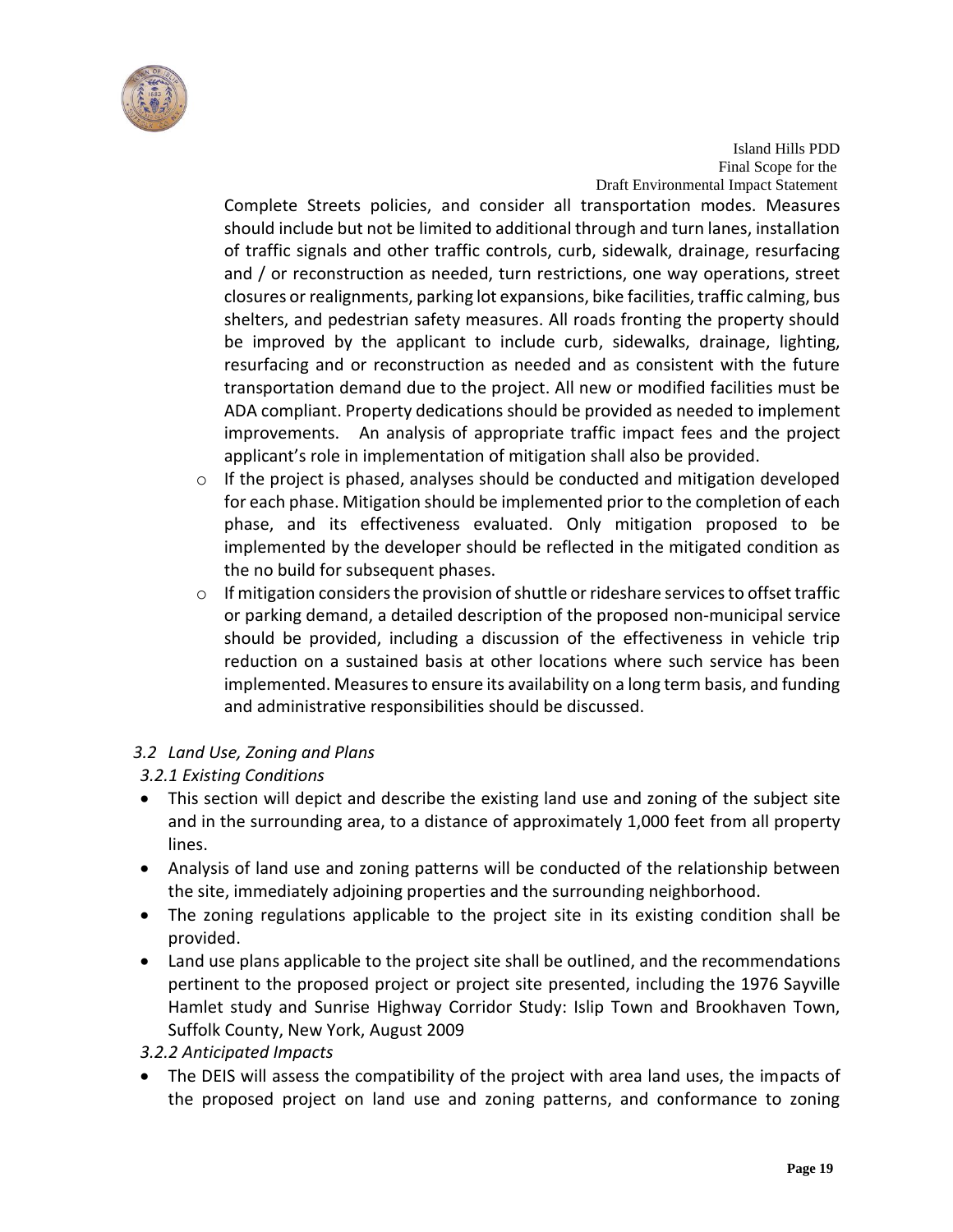Complete Streets policies, and consider all transportation modes. Measures should include but not be limited to additional through and turn lanes, installation of traffic signals and other traffic controls, curb, sidewalk, drainage, resurfacing and / or reconstruction as needed, turn restrictions, one way operations, street closures or realignments, parking lot expansions, bike facilities, traffic calming, bus shelters, and pedestrian safety measures. All roads fronting the property should be improved by the applicant to include curb, sidewalks, drainage, lighting, resurfacing and or reconstruction as needed and as consistent with the future transportation demand due to the project. All new or modified facilities must be ADA compliant. Property dedications should be provided as needed to implement improvements. An analysis of appropriate traffic impact fees and the project applicant's role in implementation of mitigation shall also be provided.

- If the project is phased, analyses should be conducted and mitigation developed for each phase. Mitigation should be implemented prior to the completion of each phase, and its effectiveness evaluated. Only mitigation proposed to be implemented by the developer should be reflected in the mitigated condition as the no build for subsequent phases.
- If mitigation considers the provision of shuttle or rideshare services to offset traffic or parking demand, a detailed description of the proposed non-municipal service should be provided, including a discussion of the effectiveness in vehicle trip reduction on a sustained basis at other locations where such service has been implemented. Measures to ensure its availability on a long term basis, and funding and administrative responsibilities should be discussed.

### *3.2 Land Use, Zoning and Plans*

#### *3.2.1 Existing Conditions*

- This section will depict and describe the existing land use and zoning of the subject site and in the surrounding area, to a distance of approximately 1,000 feet from all property lines.
- Analysis of land use and zoning patterns will be conducted of the relationship between the site, immediately adjoining properties and the surrounding neighborhood.
- The zoning regulations applicable to the project site in its existing condition shall be provided.
- Land use plans applicable to the project site shall be outlined, and the recommendations pertinent to the proposed project or project site presented, including the 1976 Sayville Hamlet study and Sunrise Highway Corridor Study: Islip Town and Brookhaven Town, Suffolk County, New York, August 2009

#### *3.2.2 Anticipated Impacts*

- The DEIS will assess the compatibility of the project with area land uses, the impacts of the proposed project on land use and zoning patterns, and conformance to zoning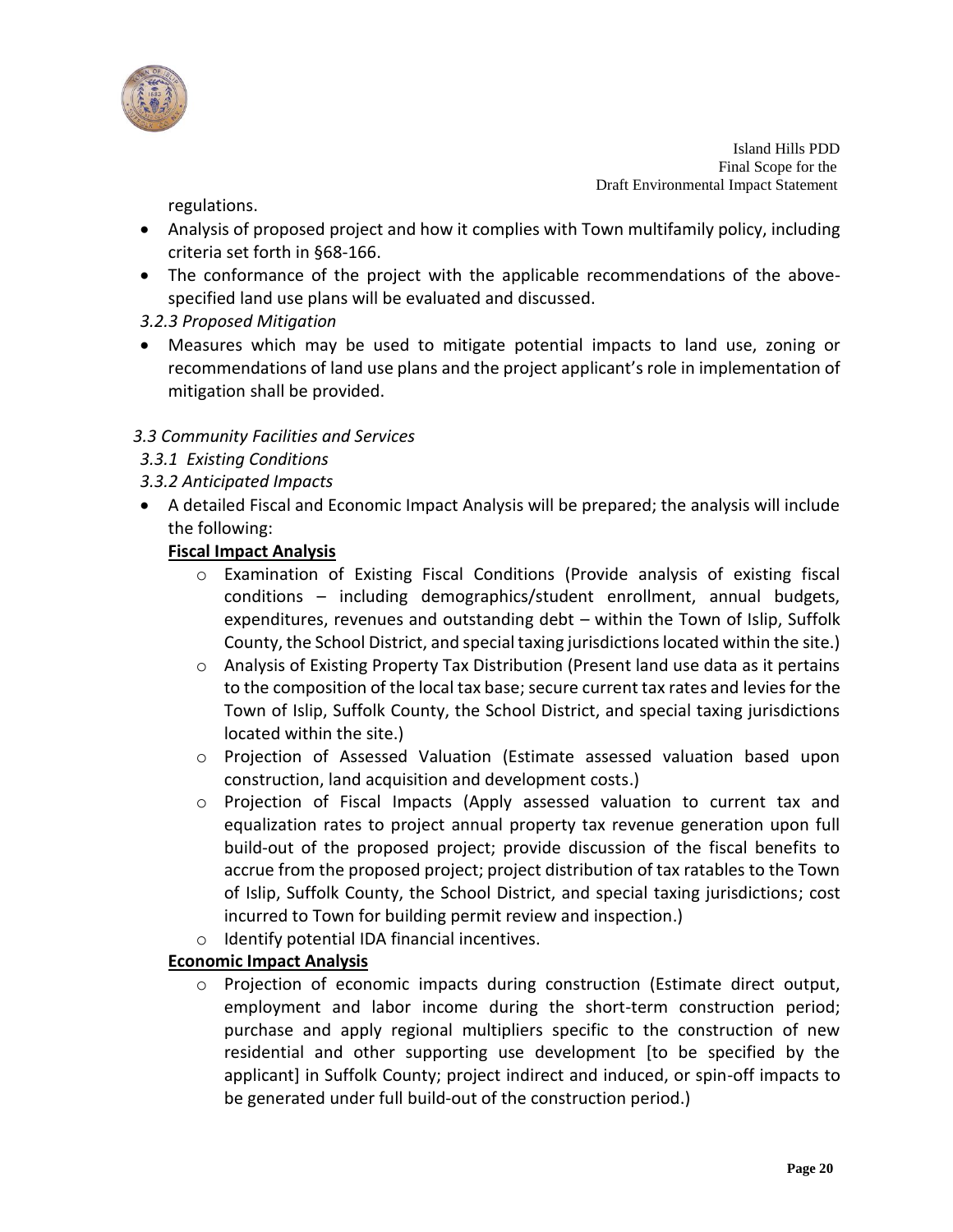regulations.

- Analysis of proposed project and how it complies with Town multifamily policy, including criteria set forth in §68-166.
- The conformance of the project with the applicable recommendations of the above-specified land use plans will be evaluated and discussed.

*3.2.3 Proposed Mitigation*

- Measures which may be used to mitigate potential impacts to land use, zoning or recommendations of land use plans and the project applicant's role in implementation of mitigation shall be provided.

*3.3 Community Facilities and Services*

*3.3.1 Existing Conditions*

*3.3.2 Anticipated Impacts*

- A detailed Fiscal and Economic Impact Analysis will be prepared; the analysis will include the following:

  **Fiscal Impact Analysis**

  - Examination of Existing Fiscal Conditions (Provide analysis of existing fiscal conditions – including demographics/student enrollment, annual budgets, expenditures, revenues and outstanding debt – within the Town of Islip, Suffolk County, the School District, and special taxing jurisdictions located within the site.)
  - Analysis of Existing Property Tax Distribution (Present land use data as it pertains to the composition of the local tax base; secure current tax rates and levies for the Town of Islip, Suffolk County, the School District, and special taxing jurisdictions located within the site.)
  - Projection of Assessed Valuation (Estimate assessed valuation based upon construction, land acquisition and development costs.)
  - Projection of Fiscal Impacts (Apply assessed valuation to current tax and equalization rates to project annual property tax revenue generation upon full build-out of the proposed project; provide discussion of the fiscal benefits to accrue from the proposed project; project distribution of tax ratables to the Town of Islip, Suffolk County, the School District, and special taxing jurisdictions; cost incurred to Town for building permit review and inspection.)
  - Identify potential IDA financial incentives.

  **Economic Impact Analysis**

  - Projection of economic impacts during construction (Estimate direct output, employment and labor income during the short-term construction period; purchase and apply regional multipliers specific to the construction of new residential and other supporting use development [to be specified by the applicant] in Suffolk County; project indirect and induced, or spin-off impacts to be generated under full build-out of the construction period.)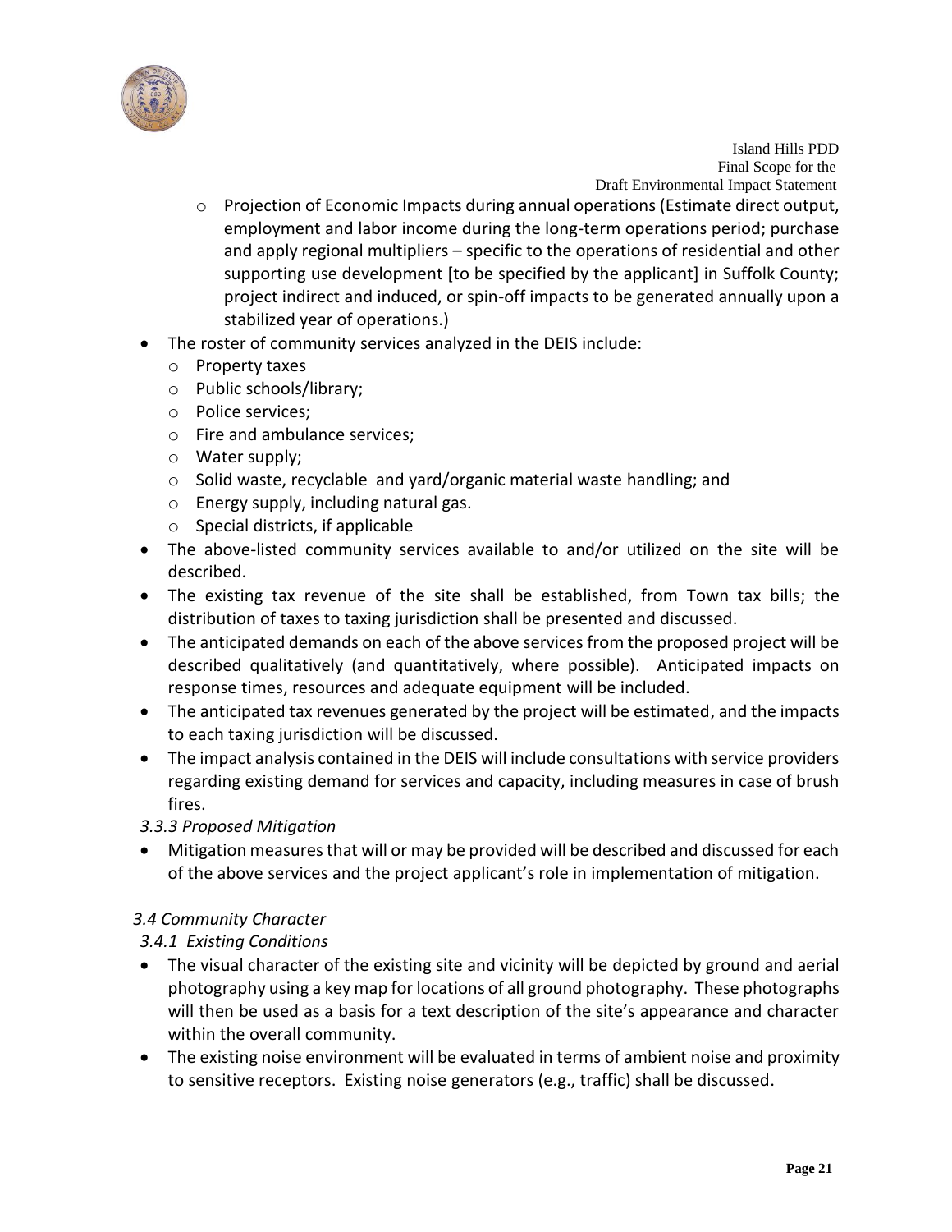- Projection of Economic Impacts during annual operations (Estimate direct output, employment and labor income during the long-term operations period; purchase and apply regional multipliers – specific to the operations of residential and other supporting use development [to be specified by the applicant] in Suffolk County; project indirect and induced, or spin-off impacts to be generated annually upon a stabilized year of operations.)

- The roster of community services analyzed in the DEIS include:
  - Property taxes
  - Public schools/library;
  - Police services;
  - Fire and ambulance services;
  - Water supply;
  - Solid waste, recyclable and yard/organic material waste handling; and
  - Energy supply, including natural gas.
  - Special districts, if applicable
- The above-listed community services available to and/or utilized on the site will be described.
- The existing tax revenue of the site shall be established, from Town tax bills; the distribution of taxes to taxing jurisdiction shall be presented and discussed.
- The anticipated demands on each of the above services from the proposed project will be described qualitatively (and quantitatively, where possible). Anticipated impacts on response times, resources and adequate equipment will be included.
- The anticipated tax revenues generated by the project will be estimated, and the impacts to each taxing jurisdiction will be discussed.
- The impact analysis contained in the DEIS will include consultations with service providers regarding existing demand for services and capacity, including measures in case of brush fires.

*3.3.3 Proposed Mitigation*

- Mitigation measures that will or may be provided will be described and discussed for each of the above services and the project applicant's role in implementation of mitigation.

*3.4 Community Character*

*3.4.1 Existing Conditions*

- The visual character of the existing site and vicinity will be depicted by ground and aerial photography using a key map for locations of all ground photography. These photographs will then be used as a basis for a text description of the site's appearance and character within the overall community.
- The existing noise environment will be evaluated in terms of ambient noise and proximity to sensitive receptors. Existing noise generators (e.g., traffic) shall be discussed.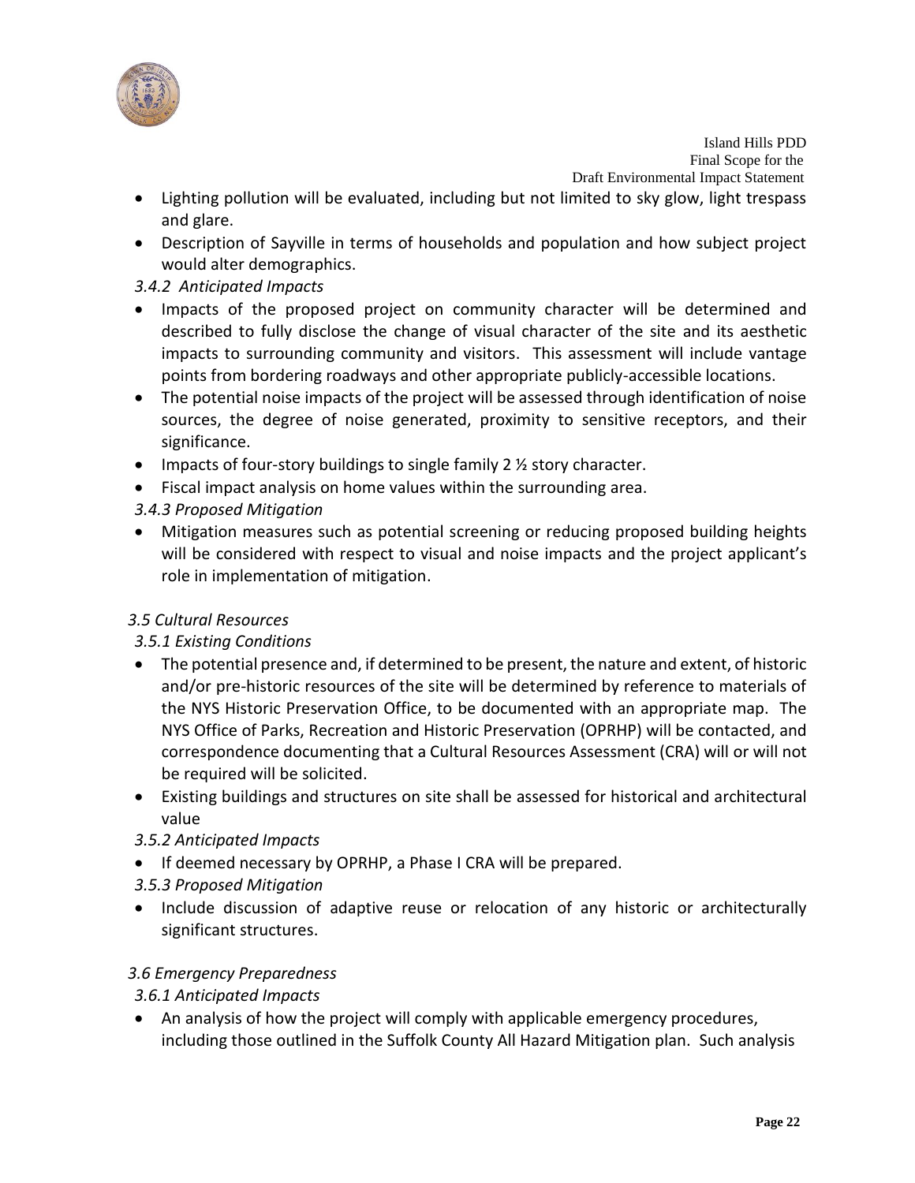- Lighting pollution will be evaluated, including but not limited to sky glow, light trespass and glare.
- Description of Sayville in terms of households and population and how subject project would alter demographics.

*3.4.2 Anticipated Impacts*

- Impacts of the proposed project on community character will be determined and described to fully disclose the change of visual character of the site and its aesthetic impacts to surrounding community and visitors. This assessment will include vantage points from bordering roadways and other appropriate publicly-accessible locations.
- The potential noise impacts of the project will be assessed through identification of noise sources, the degree of noise generated, proximity to sensitive receptors, and their significance.
- Impacts of four-story buildings to single family 2 ½ story character.
- Fiscal impact analysis on home values within the surrounding area.

*3.4.3 Proposed Mitigation*

- Mitigation measures such as potential screening or reducing proposed building heights will be considered with respect to visual and noise impacts and the project applicant's role in implementation of mitigation.

*3.5 Cultural Resources*

*3.5.1 Existing Conditions*

- The potential presence and, if determined to be present, the nature and extent, of historic and/or pre-historic resources of the site will be determined by reference to materials of the NYS Historic Preservation Office, to be documented with an appropriate map. The NYS Office of Parks, Recreation and Historic Preservation (OPRHP) will be contacted, and correspondence documenting that a Cultural Resources Assessment (CRA) will or will not be required will be solicited.
- Existing buildings and structures on site shall be assessed for historical and architectural value

*3.5.2 Anticipated Impacts*

- If deemed necessary by OPRHP, a Phase I CRA will be prepared.

*3.5.3 Proposed Mitigation*

- Include discussion of adaptive reuse or relocation of any historic or architecturally significant structures.

*3.6 Emergency Preparedness*

*3.6.1 Anticipated Impacts*

- An analysis of how the project will comply with applicable emergency procedures, including those outlined in the Suffolk County All Hazard Mitigation plan. Such analysis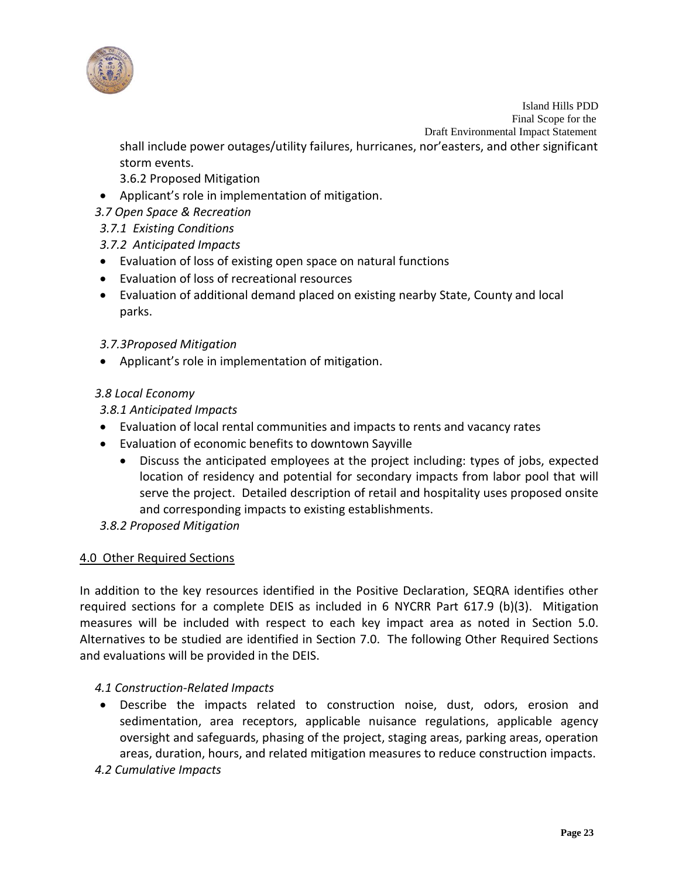shall include power outages/utility failures, hurricanes, nor'easters, and other significant storm events.

3.6.2 Proposed Mitigation

- Applicant's role in implementation of mitigation.

*3.7 Open Space & Recreation*

*3.7.1 Existing Conditions*

*3.7.2 Anticipated Impacts*

- Evaluation of loss of existing open space on natural functions
- Evaluation of loss of recreational resources
- Evaluation of additional demand placed on existing nearby State, County and local parks.

*3.7.3Proposed Mitigation*

- Applicant's role in implementation of mitigation.

*3.8 Local Economy*

*3.8.1 Anticipated Impacts*

- Evaluation of local rental communities and impacts to rents and vacancy rates
- Evaluation of economic benefits to downtown Sayville
    - Discuss the anticipated employees at the project including: types of jobs, expected location of residency and potential for secondary impacts from labor pool that will serve the project. Detailed description of retail and hospitality uses proposed onsite and corresponding impacts to existing establishments.

*3.8.2 Proposed Mitigation*

## 4.0 Other Required Sections

In addition to the key resources identified in the Positive Declaration, SEQRA identifies other required sections for a complete DEIS as included in 6 NYCRR Part 617.9 (b)(3). Mitigation measures will be included with respect to each key impact area as noted in Section 5.0. Alternatives to be studied are identified in Section 7.0. The following Other Required Sections and evaluations will be provided in the DEIS.

*4.1 Construction-Related Impacts*

- Describe the impacts related to construction noise, dust, odors, erosion and sedimentation, area receptors, applicable nuisance regulations, applicable agency oversight and safeguards, phasing of the project, staging areas, parking areas, operation areas, duration, hours, and related mitigation measures to reduce construction impacts.

*4.2 Cumulative Impacts*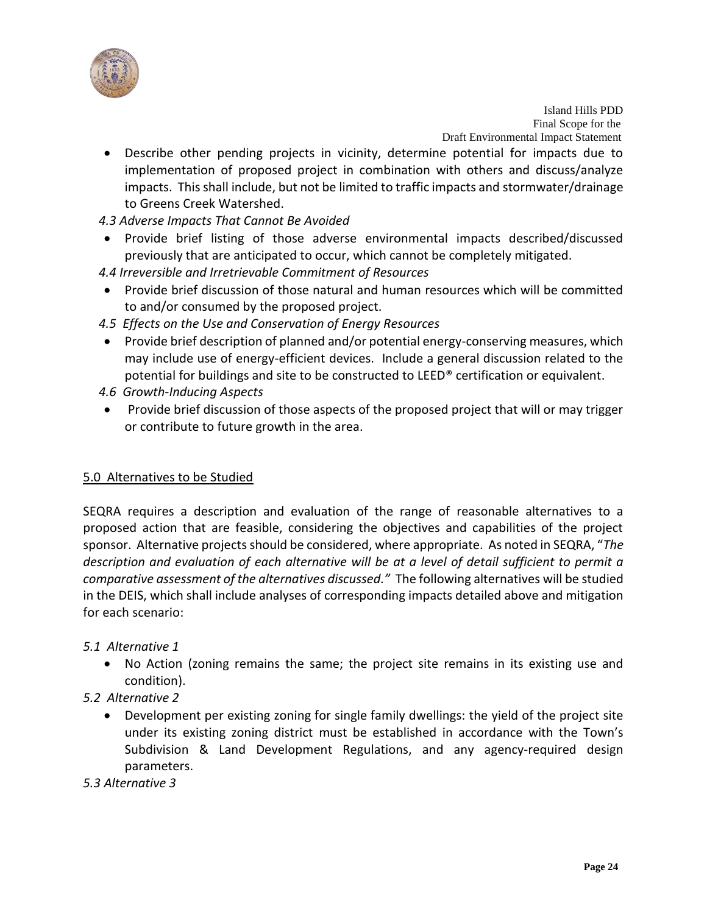- Describe other pending projects in vicinity, determine potential for impacts due to implementation of proposed project in combination with others and discuss/analyze impacts. This shall include, but not be limited to traffic impacts and stormwater/drainage to Greens Creek Watershed.

*4.3 Adverse Impacts That Cannot Be Avoided*

- Provide brief listing of those adverse environmental impacts described/discussed previously that are anticipated to occur, which cannot be completely mitigated.

*4.4 Irreversible and Irretrievable Commitment of Resources*

- Provide brief discussion of those natural and human resources which will be committed to and/or consumed by the proposed project.

*4.5 Effects on the Use and Conservation of Energy Resources*

- Provide brief description of planned and/or potential energy-conserving measures, which may include use of energy-efficient devices. Include a general discussion related to the potential for buildings and site to be constructed to LEED® certification or equivalent.

*4.6 Growth-Inducing Aspects*

- Provide brief discussion of those aspects of the proposed project that will or may trigger or contribute to future growth in the area.

## 5.0 Alternatives to be Studied

SEQRA requires a description and evaluation of the range of reasonable alternatives to a proposed action that are feasible, considering the objectives and capabilities of the project sponsor. Alternative projects should be considered, where appropriate. As noted in SEQRA, "*The description and evaluation of each alternative will be at a level of detail sufficient to permit a comparative assessment of the alternatives discussed.*" The following alternatives will be studied in the DEIS, which shall include analyses of corresponding impacts detailed above and mitigation for each scenario:

*5.1 Alternative 1*

- No Action (zoning remains the same; the project site remains in its existing use and condition).

*5.2 Alternative 2*

- Development per existing zoning for single family dwellings: the yield of the project site under its existing zoning district must be established in accordance with the Town's Subdivision & Land Development Regulations, and any agency-required design parameters.

*5.3 Alternative 3*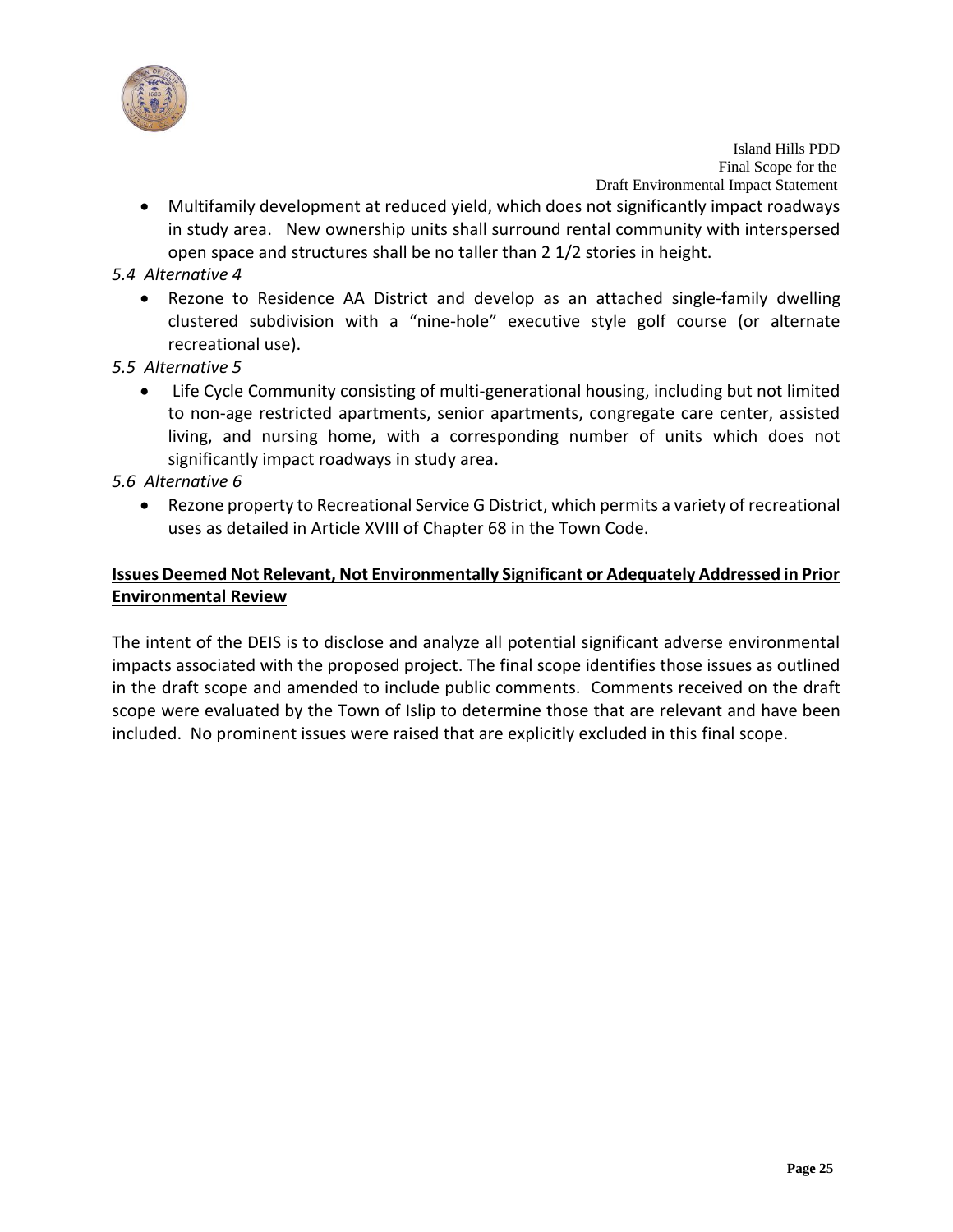- Multifamily development at reduced yield, which does not significantly impact roadways in study area. New ownership units shall surround rental community with interspersed open space and structures shall be no taller than 2 1/2 stories in height.

*5.4 Alternative 4*

- Rezone to Residence AA District and develop as an attached single-family dwelling clustered subdivision with a "nine-hole" executive style golf course (or alternate recreational use).

*5.5 Alternative 5*

- Life Cycle Community consisting of multi-generational housing, including but not limited to non-age restricted apartments, senior apartments, congregate care center, assisted living, and nursing home, with a corresponding number of units which does not significantly impact roadways in study area.

*5.6 Alternative 6*

- Rezone property to Recreational Service G District, which permits a variety of recreational uses as detailed in Article XVIII of Chapter 68 in the Town Code.

**Issues Deemed Not Relevant, Not Environmentally Significant or Adequately Addressed in Prior Environmental Review**

The intent of the DEIS is to disclose and analyze all potential significant adverse environmental impacts associated with the proposed project. The final scope identifies those issues as outlined in the draft scope and amended to include public comments. Comments received on the draft scope were evaluated by the Town of Islip to determine those that are relevant and have been included. No prominent issues were raised that are explicitly excluded in this final scope.